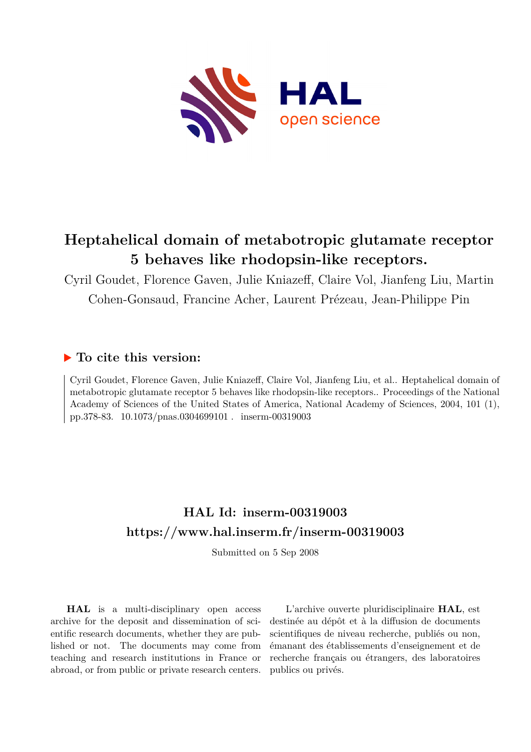# Heptahelical domain of metabotropic glutamate receptor 5 behaves like rhodopsin-like receptors.

Cyril Goudet, Florence Gaven, Julie Kniazeff, Claire Vol, Jianfeng Liu, Martin Cohen-Gonsaud, Francine Acher, Laurent Prézeau, Jean-Philippe Pin

## ▶ To cite this version:

Cyril Goudet, Florence Gaven, Julie Kniazeff, Claire Vol, Jianfeng Liu, et al.. Heptahelical domain of metabotropic glutamate receptor 5 behaves like rhodopsin-like receptors.. Proceedings of the National Academy of Sciences of the United States of America, National Academy of Sciences, 2004, 101 (1), pp.378-83. 10.1073/pnas.0304699101 . inserm-00319003

## HAL Id: inserm-00319003
## https://www.hal.inserm.fr/inserm-00319003

Submitted on 5 Sep 2008

**HAL** is a multi-disciplinary open access archive for the deposit and dissemination of scientific research documents, whether they are published or not. The documents may come from teaching and research institutions in France or abroad, or from public or private research centers.

L'archive ouverte pluridisciplinaire **HAL**, est destinée au dépôt et à la diffusion de documents scientifiques de niveau recherche, publiés ou non, émanant des établissements d'enseignement et de recherche français ou étrangers, des laboratoires publics ou privés.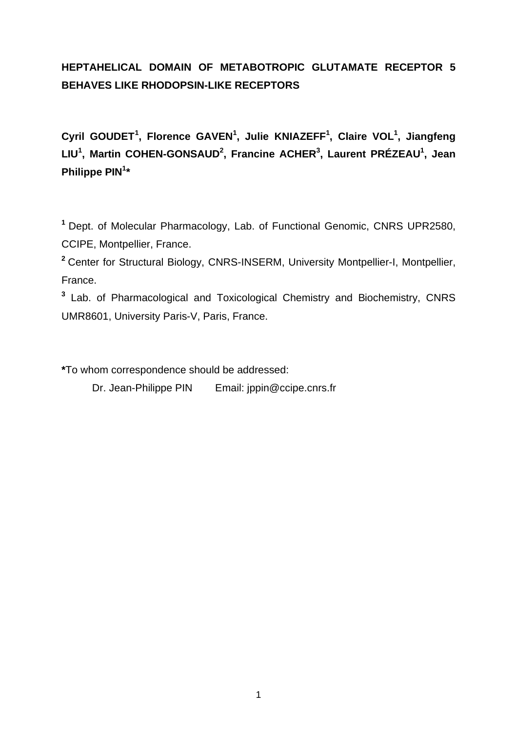# HEPTAHELICAL DOMAIN OF METABOTROPIC GLUTAMATE RECEPTOR 5 BEHAVES LIKE RHODOPSIN-LIKE RECEPTORS

**Cyril GOUDET[1], Florence GAVEN[1], Julie KNIAZEFF[1], Claire VOL[1], Jiangfeng LIU[1], Martin COHEN-GONSAUD[2], Francine ACHER[3], Laurent PRÉZEAU[1], Jean Philippe PIN[1]***

[1] Dept. of Molecular Pharmacology, Lab. of Functional Genomic, CNRS UPR2580, CCIPE, Montpellier, France.

[2] Center for Structural Biology, CNRS-INSERM, University Montpellier-I, Montpellier, France.

[3] Lab. of Pharmacological and Toxicological Chemistry and Biochemistry, CNRS UMR8601, University Paris-V, Paris, France.

***To whom correspondence should be addressed:**

Dr. Jean-Philippe PIN   Email: jppin@ccipe.cnrs.fr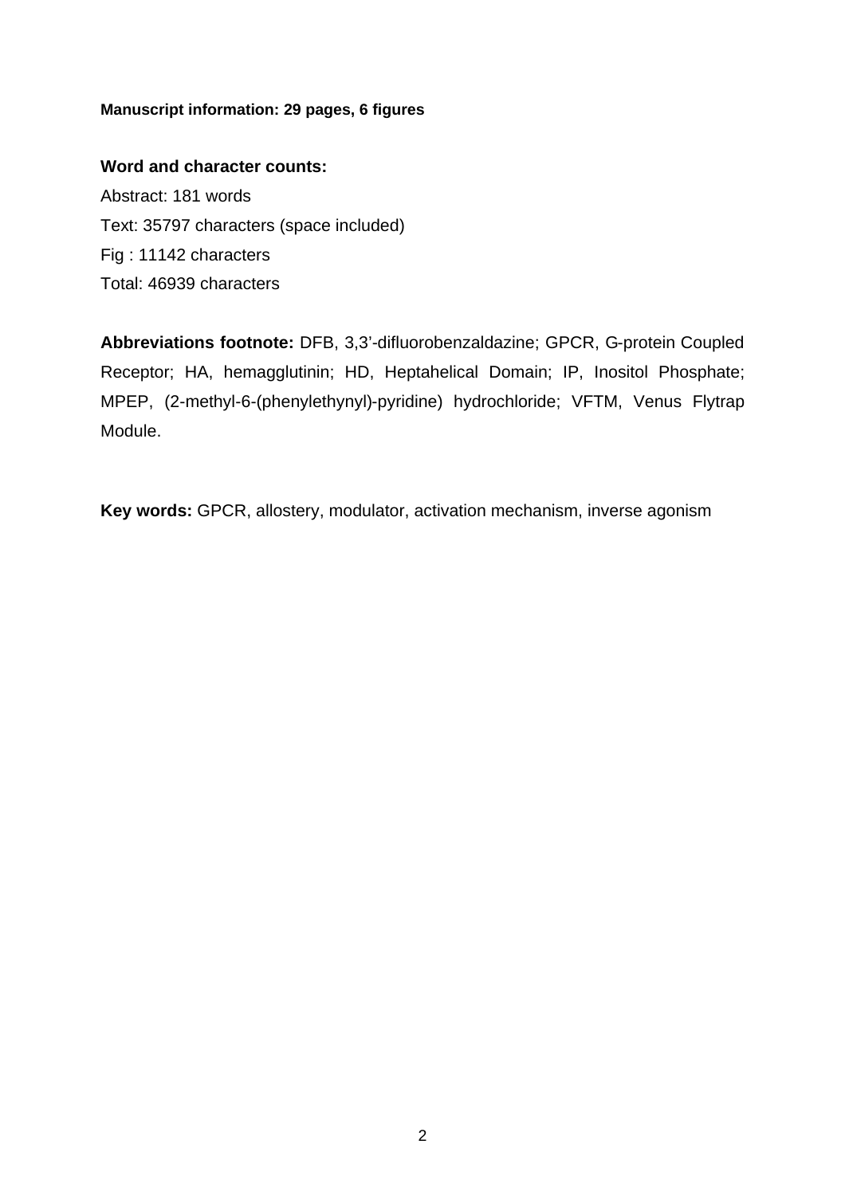**Manuscript information: 29 pages, 6 figures**

**Word and character counts:**

Abstract: 181 words

Text: 35797 characters (space included)

Fig : 11142 characters

Total: 46939 characters

**Abbreviations footnote:** DFB, 3,3'-difluorobenzaldazine; GPCR, G-protein Coupled Receptor; HA, hemagglutinin; HD, Heptahelical Domain; IP, Inositol Phosphate; MPEP, (2-methyl-6-(phenylethynyl)-pyridine) hydrochloride; VFTM, Venus Flytrap Module.

**Key words:** GPCR, allostery, modulator, activation mechanism, inverse agonism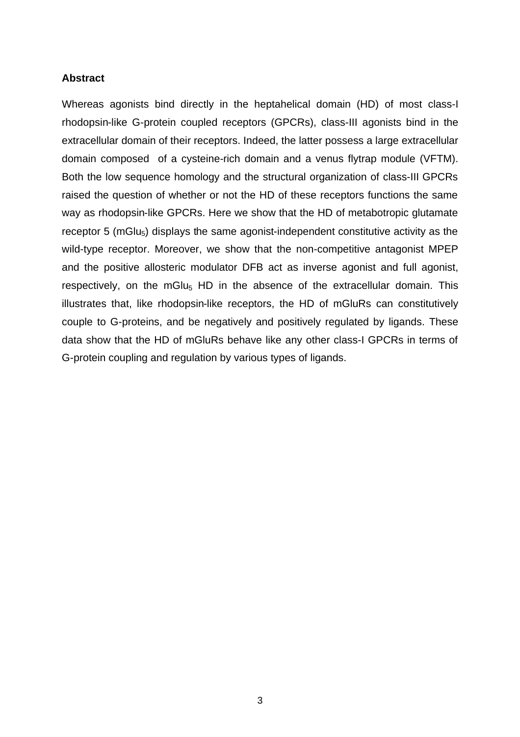**Abstract**

Whereas agonists bind directly in the heptahelical domain (HD) of most class-I rhodopsin-like G-protein coupled receptors (GPCRs), class-III agonists bind in the extracellular domain of their receptors. Indeed, the latter possess a large extracellular domain composed of a cysteine-rich domain and a venus flytrap module (VFTM). Both the low sequence homology and the structural organization of class-III GPCRs raised the question of whether or not the HD of these receptors functions the same way as rhodopsin-like GPCRs. Here we show that the HD of metabotropic glutamate receptor 5 ($mGlu_5$) displays the same agonist-independent constitutive activity as the wild-type receptor. Moreover, we show that the non-competitive antagonist MPEP and the positive allosteric modulator DFB act as inverse agonist and full agonist, respectively, on the $mGlu_5$ HD in the absence of the extracellular domain. This illustrates that, like rhodopsin-like receptors, the HD of mGluRs can constitutively couple to G-proteins, and be negatively and positively regulated by ligands. These data show that the HD of mGluRs behave like any other class-I GPCRs in terms of G-protein coupling and regulation by various types of ligands.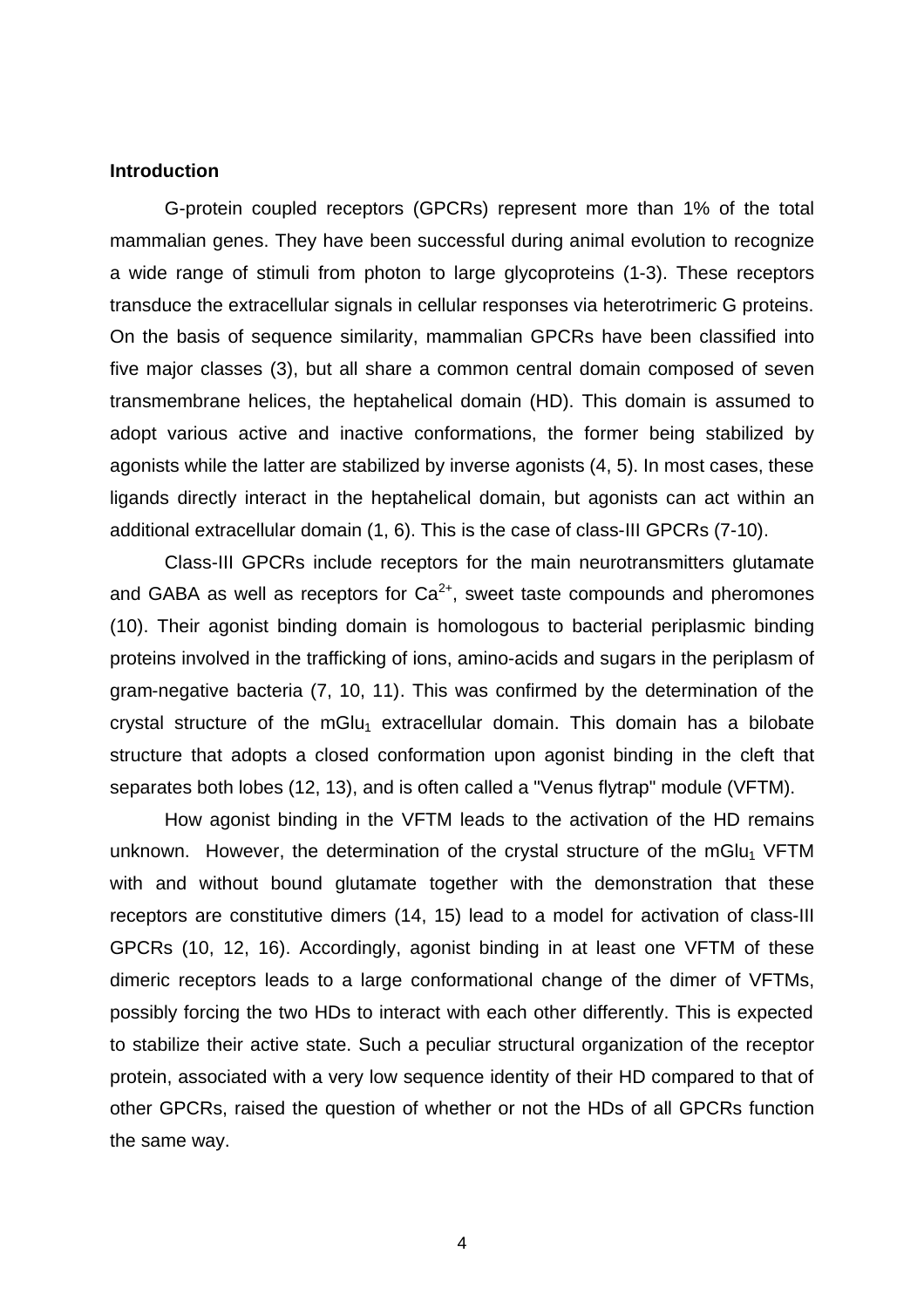## Introduction

G-protein coupled receptors (GPCRs) represent more than 1% of the total mammalian genes. They have been successful during animal evolution to recognize a wide range of stimuli from photon to large glycoproteins (1-3). These receptors transduce the extracellular signals in cellular responses via heterotrimeric G proteins. On the basis of sequence similarity, mammalian GPCRs have been classified into five major classes (3), but all share a common central domain composed of seven transmembrane helices, the heptahelical domain (HD). This domain is assumed to adopt various active and inactive conformations, the former being stabilized by agonists while the latter are stabilized by inverse agonists (4, 5). In most cases, these ligands directly interact in the heptahelical domain, but agonists can act within an additional extracellular domain (1, 6). This is the case of class-III GPCRs (7-10).

Class-III GPCRs include receptors for the main neurotransmitters glutamate and GABA as well as receptors for $Ca^{2+}$, sweet taste compounds and pheromones (10). Their agonist binding domain is homologous to bacterial periplasmic binding proteins involved in the trafficking of ions, amino-acids and sugars in the periplasm of gram-negative bacteria (7, 10, 11). This was confirmed by the determination of the crystal structure of the $mGlu_1$ extracellular domain. This domain has a bilobate structure that adopts a closed conformation upon agonist binding in the cleft that separates both lobes (12, 13), and is often called a "Venus flytrap" module (VFTM).

How agonist binding in the VFTM leads to the activation of the HD remains unknown. However, the determination of the crystal structure of the $mGlu_1$ VFTM with and without bound glutamate together with the demonstration that these receptors are constitutive dimers (14, 15) lead to a model for activation of class-III GPCRs (10, 12, 16). Accordingly, agonist binding in at least one VFTM of these dimeric receptors leads to a large conformational change of the dimer of VFTMs, possibly forcing the two HDs to interact with each other differently. This is expected to stabilize their active state. Such a peculiar structural organization of the receptor protein, associated with a very low sequence identity of their HD compared to that of other GPCRs, raised the question of whether or not the HDs of all GPCRs function the same way.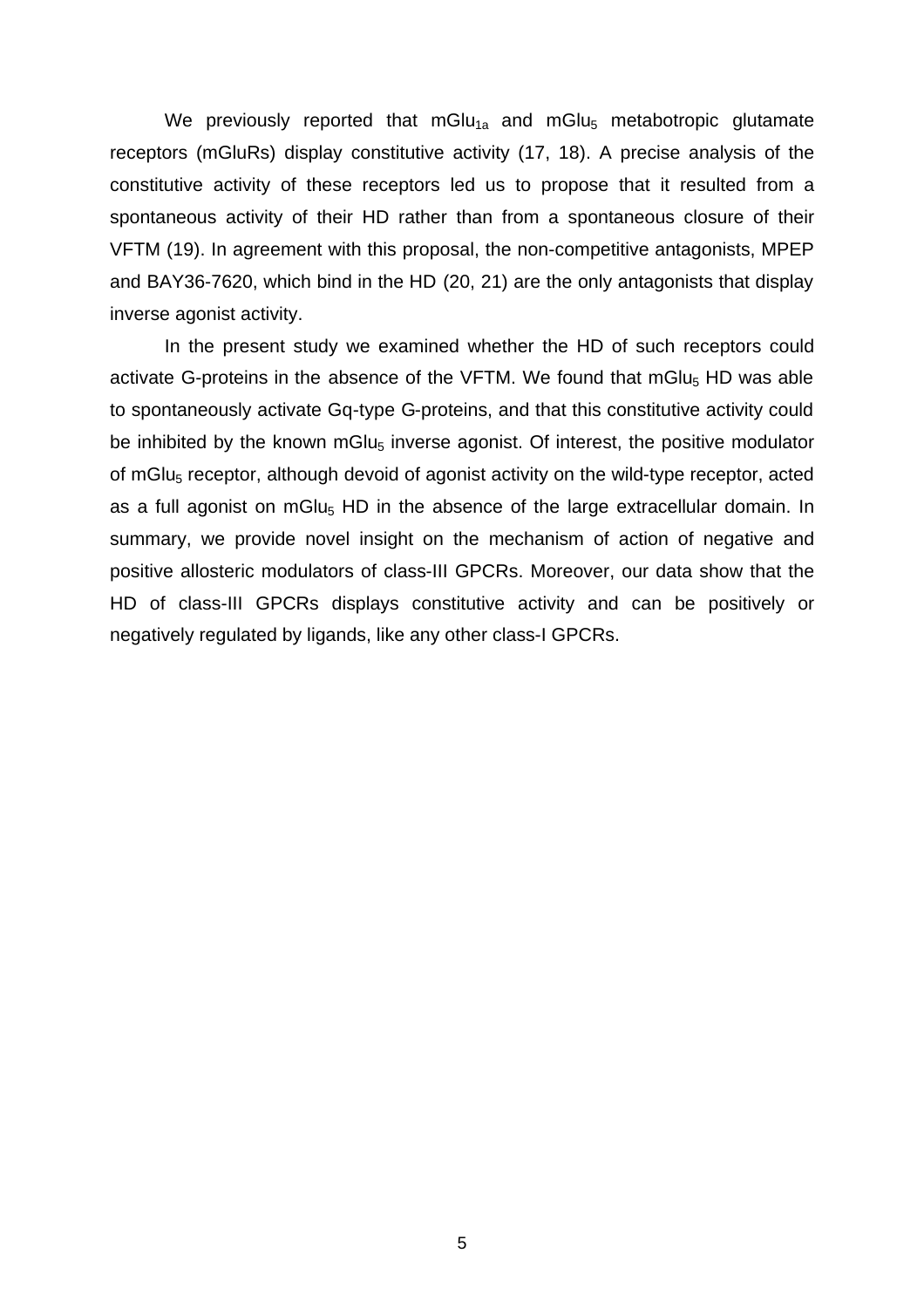We previously reported that $mGlu_{1a}$ and $mGlu_5$ metabotropic glutamate receptors (mGluRs) display constitutive activity (17, 18). A precise analysis of the constitutive activity of these receptors led us to propose that it resulted from a spontaneous activity of their HD rather than from a spontaneous closure of their VFTM (19). In agreement with this proposal, the non-competitive antagonists, MPEP and BAY36-7620, which bind in the HD (20, 21) are the only antagonists that display inverse agonist activity.

In the present study we examined whether the HD of such receptors could activate G-proteins in the absence of the VFTM. We found that $mGlu_5$ HD was able to spontaneously activate Gq-type G-proteins, and that this constitutive activity could be inhibited by the known $mGlu_5$ inverse agonist. Of interest, the positive modulator of $mGlu_5$ receptor, although devoid of agonist activity on the wild-type receptor, acted as a full agonist on $mGlu_5$ HD in the absence of the large extracellular domain. In summary, we provide novel insight on the mechanism of action of negative and positive allosteric modulators of class-III GPCRs. Moreover, our data show that the HD of class-III GPCRs displays constitutive activity and can be positively or negatively regulated by ligands, like any other class-I GPCRs.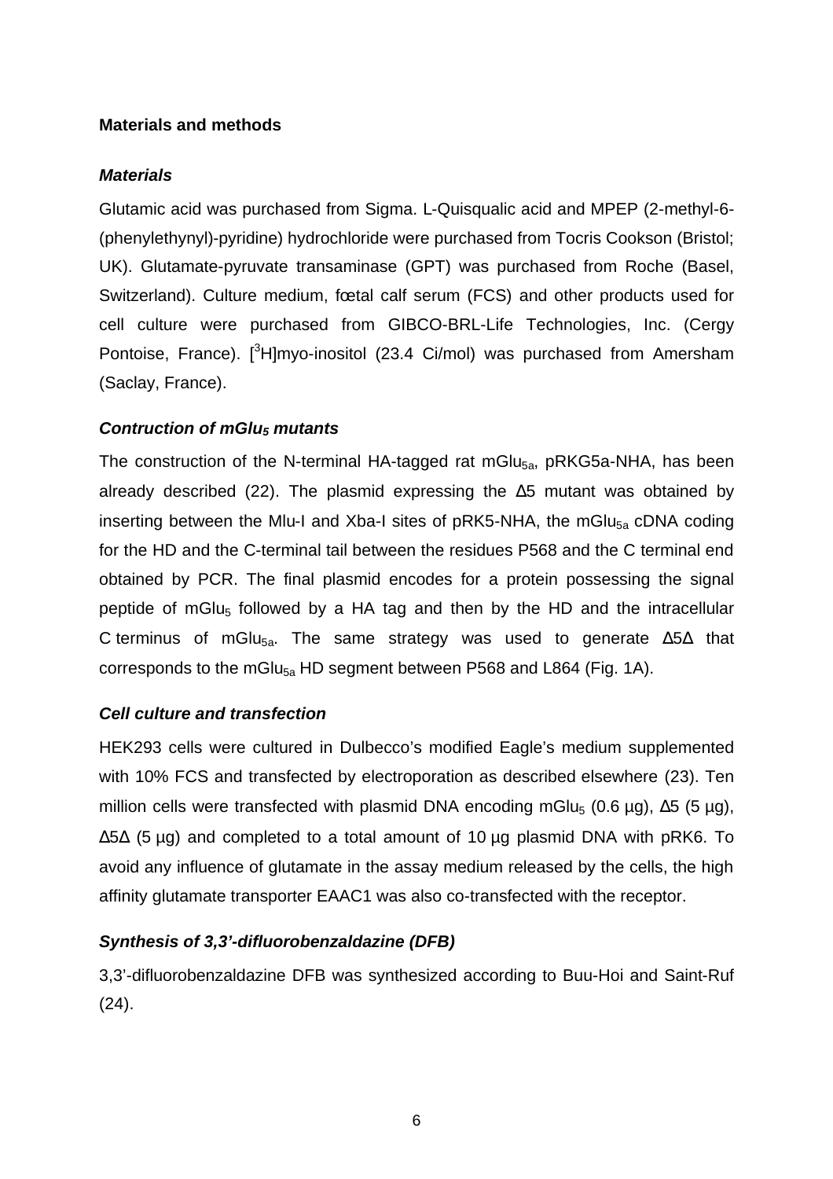## Materials and methods

### *Materials*

Glutamic acid was purchased from Sigma. L-Quisqualic acid and MPEP (2-methyl-6-(phenylethynyl)-pyridine) hydrochloride were purchased from Tocris Cookson (Bristol; UK). Glutamate-pyruvate transaminase (GPT) was purchased from Roche (Basel, Switzerland). Culture medium, fœtal calf serum (FCS) and other products used for cell culture were purchased from GIBCO-BRL-Life Technologies, Inc. (Cergy Pontoise, France). [$^{3}$H]myo-inositol (23.4 Ci/mol) was purchased from Amersham (Saclay, France).

### *Contruction of mGlu$_5$ mutants*

The construction of the N-terminal HA-tagged rat mGlu$_{5a}$, pRKG5a-NHA, has been already described (22). The plasmid expressing the Δ5 mutant was obtained by inserting between the Mlu-I and Xba-I sites of pRK5-NHA, the mGlu$_{5a}$ cDNA coding for the HD and the C-terminal tail between the residues P568 and the C terminal end obtained by PCR. The final plasmid encodes for a protein possessing the signal peptide of mGlu$_5$ followed by a HA tag and then by the HD and the intracellular C terminus of mGlu$_{5a}$. The same strategy was used to generate Δ5Δ that corresponds to the mGlu$_{5a}$ HD segment between P568 and L864 (Fig. 1A).

### *Cell culture and transfection*

HEK293 cells were cultured in Dulbecco's modified Eagle's medium supplemented with 10% FCS and transfected by electroporation as described elsewhere (23). Ten million cells were transfected with plasmid DNA encoding mGlu$_5$ (0.6 µg), Δ5 (5 µg), Δ5Δ (5 µg) and completed to a total amount of 10 µg plasmid DNA with pRK6. To avoid any influence of glutamate in the assay medium released by the cells, the high affinity glutamate transporter EAAC1 was also co-transfected with the receptor.

### *Synthesis of 3,3'-difluorobenzaldazine (DFB)*

3,3'-difluorobenzaldazine DFB was synthesized according to Buu-Hoi and Saint-Ruf (24).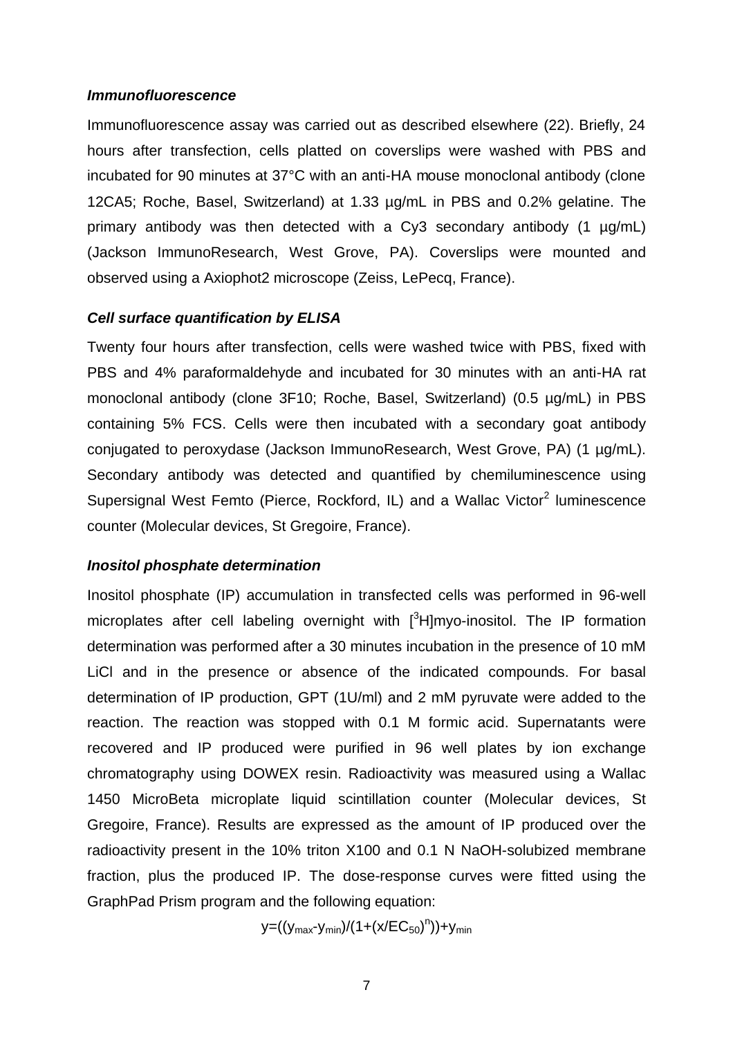### *Immunofluorescence*

Immunofluorescence assay was carried out as described elsewhere (22). Briefly, 24 hours after transfection, cells platted on coverslips were washed with PBS and incubated for 90 minutes at 37°C with an anti-HA mouse monoclonal antibody (clone 12CA5; Roche, Basel, Switzerland) at 1.33 µg/mL in PBS and 0.2% gelatine. The primary antibody was then detected with a Cy3 secondary antibody (1 µg/mL) (Jackson ImmunoResearch, West Grove, PA). Coverslips were mounted and observed using a Axiophot2 microscope (Zeiss, LePecq, France).

### *Cell surface quantification by ELISA*

Twenty four hours after transfection, cells were washed twice with PBS, fixed with PBS and 4% paraformaldehyde and incubated for 30 minutes with an anti-HA rat monoclonal antibody (clone 3F10; Roche, Basel, Switzerland) (0.5 µg/mL) in PBS containing 5% FCS. Cells were then incubated with a secondary goat antibody conjugated to peroxydase (Jackson ImmunoResearch, West Grove, PA) (1 µg/mL). Secondary antibody was detected and quantified by chemiluminescence using Supersignal West Femto (Pierce, Rockford, IL) and a Wallac Victor$^2$ luminescence counter (Molecular devices, St Gregoire, France).

### *Inositol phosphate determination*

Inositol phosphate (IP) accumulation in transfected cells was performed in 96-well microplates after cell labeling overnight with [$^3$H]myo-inositol. The IP formation determination was performed after a 30 minutes incubation in the presence of 10 mM LiCl and in the presence or absence of the indicated compounds. For basal determination of IP production, GPT (1U/ml) and 2 mM pyruvate were added to the reaction. The reaction was stopped with 0.1 M formic acid. Supernatants were recovered and IP produced were purified in 96 well plates by ion exchange chromatography using DOWEX resin. Radioactivity was measured using a Wallac 1450 MicroBeta microplate liquid scintillation counter (Molecular devices, St Gregoire, France). Results are expressed as the amount of IP produced over the radioactivity present in the 10% triton X100 and 0.1 N NaOH-solubized membrane fraction, plus the produced IP. The dose-response curves were fitted using the GraphPad Prism program and the following equation:

$$y=((y_{max}-y_{min})/(1+(x/EC_{50})^{n}))+y_{min}$$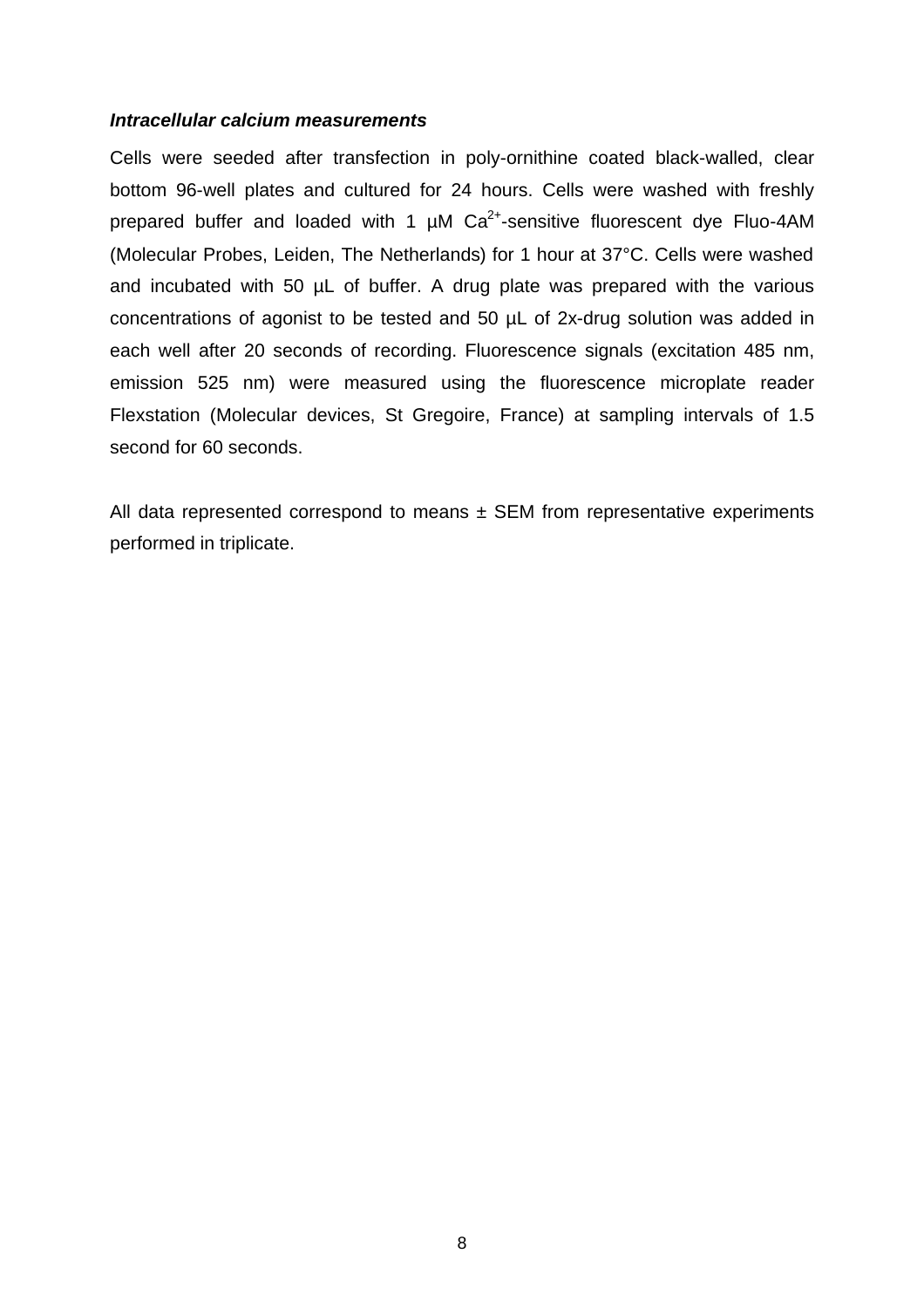***Intracellular calcium measurements***

Cells were seeded after transfection in poly-ornithine coated black-walled, clear bottom 96-well plates and cultured for 24 hours. Cells were washed with freshly prepared buffer and loaded with 1 µM $Ca^{2+}$-sensitive fluorescent dye Fluo-4AM (Molecular Probes, Leiden, The Netherlands) for 1 hour at 37°C. Cells were washed and incubated with 50 µL of buffer. A drug plate was prepared with the various concentrations of agonist to be tested and 50 µL of 2x-drug solution was added in each well after 20 seconds of recording. Fluorescence signals (excitation 485 nm, emission 525 nm) were measured using the fluorescence microplate reader Flexstation (Molecular devices, St Gregoire, France) at sampling intervals of 1.5 second for 60 seconds.

All data represented correspond to means ± SEM from representative experiments performed in triplicate.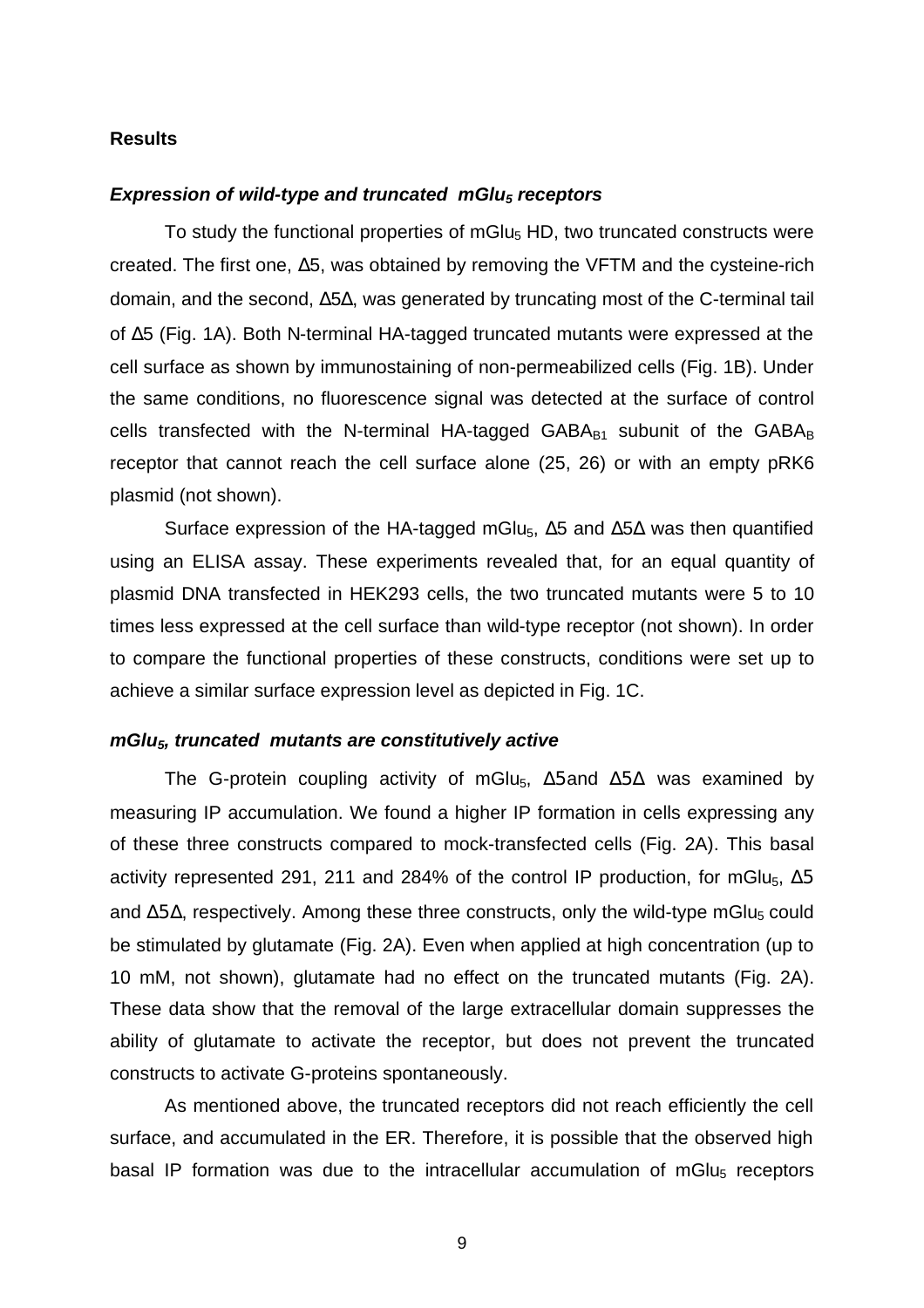## Results

### *Expression of wild-type and truncated mGlu$_5$ receptors*

To study the functional properties of mGlu$_5$ HD, two truncated constructs were created. The first one, Δ5, was obtained by removing the VFTM and the cysteine-rich domain, and the second, Δ5Δ, was generated by truncating most of the C-terminal tail of Δ5 (Fig. 1A). Both N-terminal HA-tagged truncated mutants were expressed at the cell surface as shown by immunostaining of non-permeabilized cells (Fig. 1B). Under the same conditions, no fluorescence signal was detected at the surface of control cells transfected with the N-terminal HA-tagged GABA$_{B1}$ subunit of the GABA$_B$ receptor that cannot reach the cell surface alone (25, 26) or with an empty pRK6 plasmid (not shown).

Surface expression of the HA-tagged mGlu$_5$, Δ5 and Δ5Δ was then quantified using an ELISA assay. These experiments revealed that, for an equal quantity of plasmid DNA transfected in HEK293 cells, the two truncated mutants were 5 to 10 times less expressed at the cell surface than wild-type receptor (not shown). In order to compare the functional properties of these constructs, conditions were set up to achieve a similar surface expression level as depicted in Fig. 1C.

### *mGlu$_5$, truncated mutants are constitutively active*

The G-protein coupling activity of mGlu$_5$, Δ5and Δ5Δ was examined by measuring IP accumulation. We found a higher IP formation in cells expressing any of these three constructs compared to mock-transfected cells (Fig. 2A). This basal activity represented 291, 211 and 284% of the control IP production, for mGlu$_5$, Δ5 and Δ5Δ, respectively. Among these three constructs, only the wild-type mGlu$_5$ could be stimulated by glutamate (Fig. 2A). Even when applied at high concentration (up to 10 mM, not shown), glutamate had no effect on the truncated mutants (Fig. 2A). These data show that the removal of the large extracellular domain suppresses the ability of glutamate to activate the receptor, but does not prevent the truncated constructs to activate G-proteins spontaneously.

As mentioned above, the truncated receptors did not reach efficiently the cell surface, and accumulated in the ER. Therefore, it is possible that the observed high basal IP formation was due to the intracellular accumulation of mGlu$_5$ receptors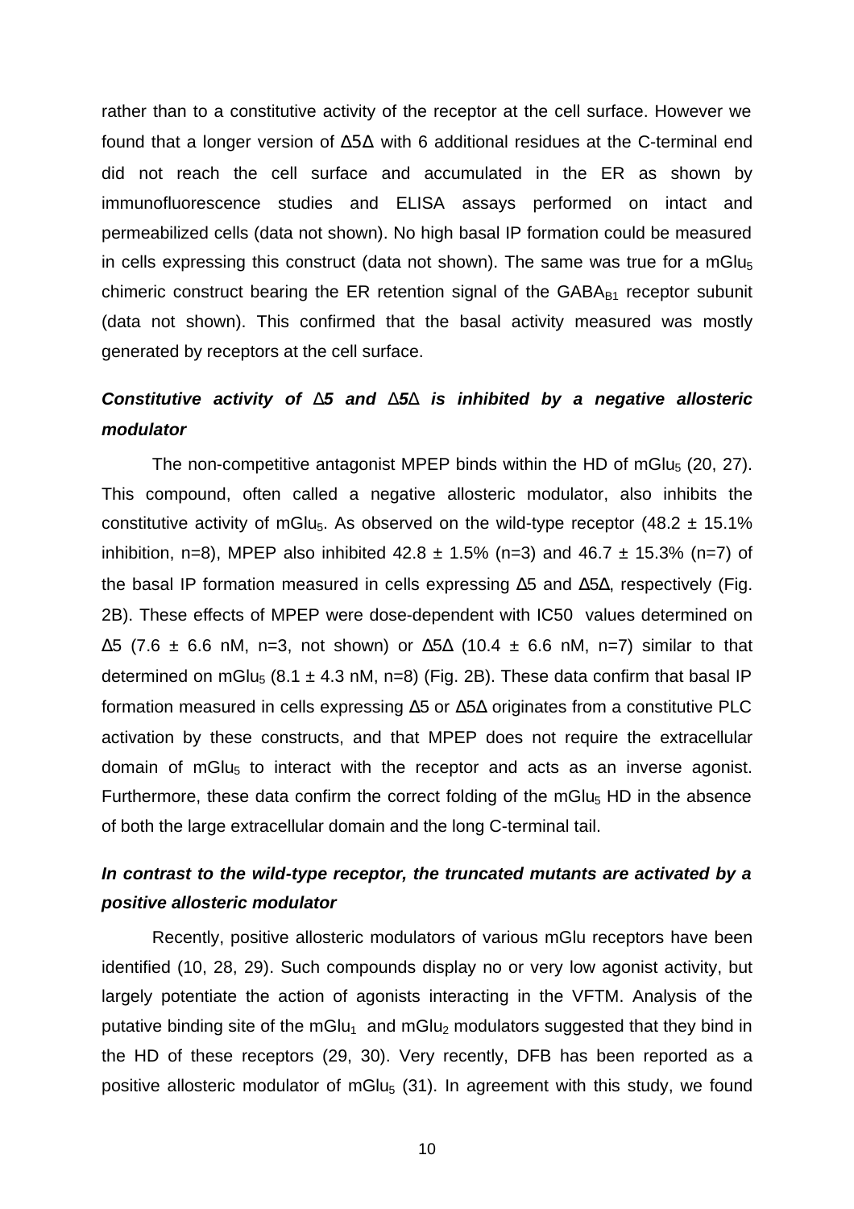rather than to a constitutive activity of the receptor at the cell surface. However we found that a longer version of Δ5Δ with 6 additional residues at the C-terminal end did not reach the cell surface and accumulated in the ER as shown by immunofluorescence studies and ELISA assays performed on intact and permeabilized cells (data not shown). No high basal IP formation could be measured in cells expressing this construct (data not shown). The same was true for a $mGlu_5$ chimeric construct bearing the ER retention signal of the $GABA_{B1}$ receptor subunit (data not shown). This confirmed that the basal activity measured was mostly generated by receptors at the cell surface.

### *Constitutive activity of Δ5 and Δ5Δ is inhibited by a negative allosteric modulator*

The non-competitive antagonist MPEP binds within the HD of $mGlu_5$ (20, 27). This compound, often called a negative allosteric modulator, also inhibits the constitutive activity of $mGlu_5$. As observed on the wild-type receptor (48.2 ± 15.1% inhibition, n=8), MPEP also inhibited 42.8 ± 1.5% (n=3) and 46.7 ± 15.3% (n=7) of the basal IP formation measured in cells expressing Δ5 and Δ5Δ, respectively (Fig. 2B). These effects of MPEP were dose-dependent with IC50 values determined on Δ5 (7.6 ± 6.6 nM, n=3, not shown) or Δ5Δ (10.4 ± 6.6 nM, n=7) similar to that determined on $mGlu_5$ (8.1 ± 4.3 nM, n=8) (Fig. 2B). These data confirm that basal IP formation measured in cells expressing Δ5 or Δ5Δ originates from a constitutive PLC activation by these constructs, and that MPEP does not require the extracellular domain of $mGlu_5$ to interact with the receptor and acts as an inverse agonist. Furthermore, these data confirm the correct folding of the $mGlu_5$ HD in the absence of both the large extracellular domain and the long C-terminal tail.

### *In contrast to the wild-type receptor, the truncated mutants are activated by a positive allosteric modulator*

Recently, positive allosteric modulators of various mGlu receptors have been identified (10, 28, 29). Such compounds display no or very low agonist activity, but largely potentiate the action of agonists interacting in the VFTM. Analysis of the putative binding site of the $mGlu_1$ and $mGlu_2$ modulators suggested that they bind in the HD of these receptors (29, 30). Very recently, DFB has been reported as a positive allosteric modulator of $mGlu_5$ (31). In agreement with this study, we found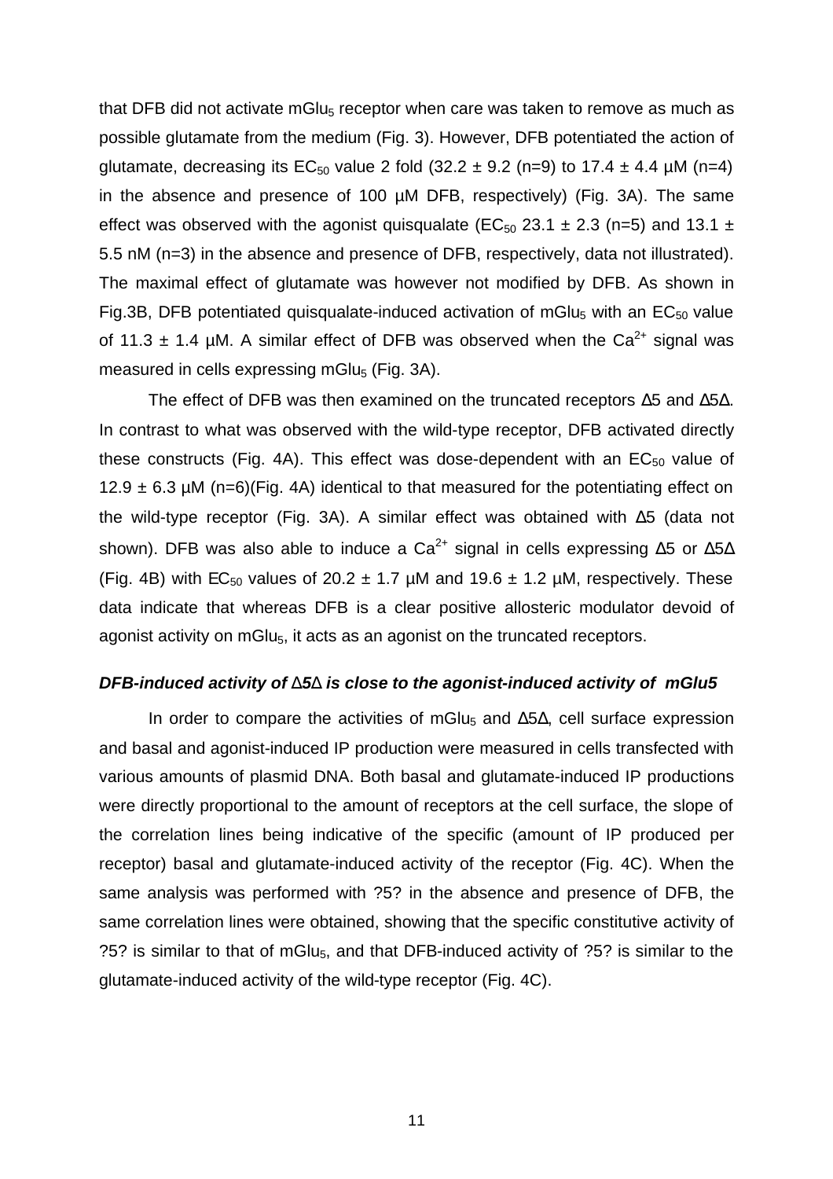that DFB did not activate $mGlu_5$ receptor when care was taken to remove as much as possible glutamate from the medium (Fig. 3). However, DFB potentiated the action of glutamate, decreasing its $EC_{50}$ value 2 fold (32.2 ± 9.2 (n=9) to 17.4 ± 4.4 µM (n=4) in the absence and presence of 100 µM DFB, respectively) (Fig. 3A). The same effect was observed with the agonist quisqualate ($EC_{50}$ 23.1 ± 2.3 (n=5) and 13.1 ± 5.5 nM (n=3) in the absence and presence of DFB, respectively, data not illustrated). The maximal effect of glutamate was however not modified by DFB. As shown in Fig.3B, DFB potentiated quisqualate-induced activation of $mGlu_5$ with an $EC_{50}$ value of 11.3 ± 1.4 µM. A similar effect of DFB was observed when the $Ca^{2+}$ signal was measured in cells expressing $mGlu_5$ (Fig. 3A).

The effect of DFB was then examined on the truncated receptors Δ5 and Δ5Δ. In contrast to what was observed with the wild-type receptor, DFB activated directly these constructs (Fig. 4A). This effect was dose-dependent with an $EC_{50}$ value of 12.9 ± 6.3 µM (n=6)(Fig. 4A) identical to that measured for the potentiating effect on the wild-type receptor (Fig. 3A). A similar effect was obtained with Δ5 (data not shown). DFB was also able to induce a $Ca^{2+}$ signal in cells expressing Δ5 or Δ5Δ (Fig. 4B) with $EC_{50}$ values of 20.2 ± 1.7 µM and 19.6 ± 1.2 µM, respectively. These data indicate that whereas DFB is a clear positive allosteric modulator devoid of agonist activity on $mGlu_5$, it acts as an agonist on the truncated receptors.

***DFB-induced activity of Δ5Δ is close to the agonist-induced activity of mGlu5***

In order to compare the activities of $mGlu_5$ and Δ5Δ, cell surface expression and basal and agonist-induced IP production were measured in cells transfected with various amounts of plasmid DNA. Both basal and glutamate-induced IP productions were directly proportional to the amount of receptors at the cell surface, the slope of the correlation lines being indicative of the specific (amount of IP produced per receptor) basal and glutamate-induced activity of the receptor (Fig. 4C). When the same analysis was performed with ?5? in the absence and presence of DFB, the same correlation lines were obtained, showing that the specific constitutive activity of ?5? is similar to that of $mGlu_5$, and that DFB-induced activity of ?5? is similar to the glutamate-induced activity of the wild-type receptor (Fig. 4C).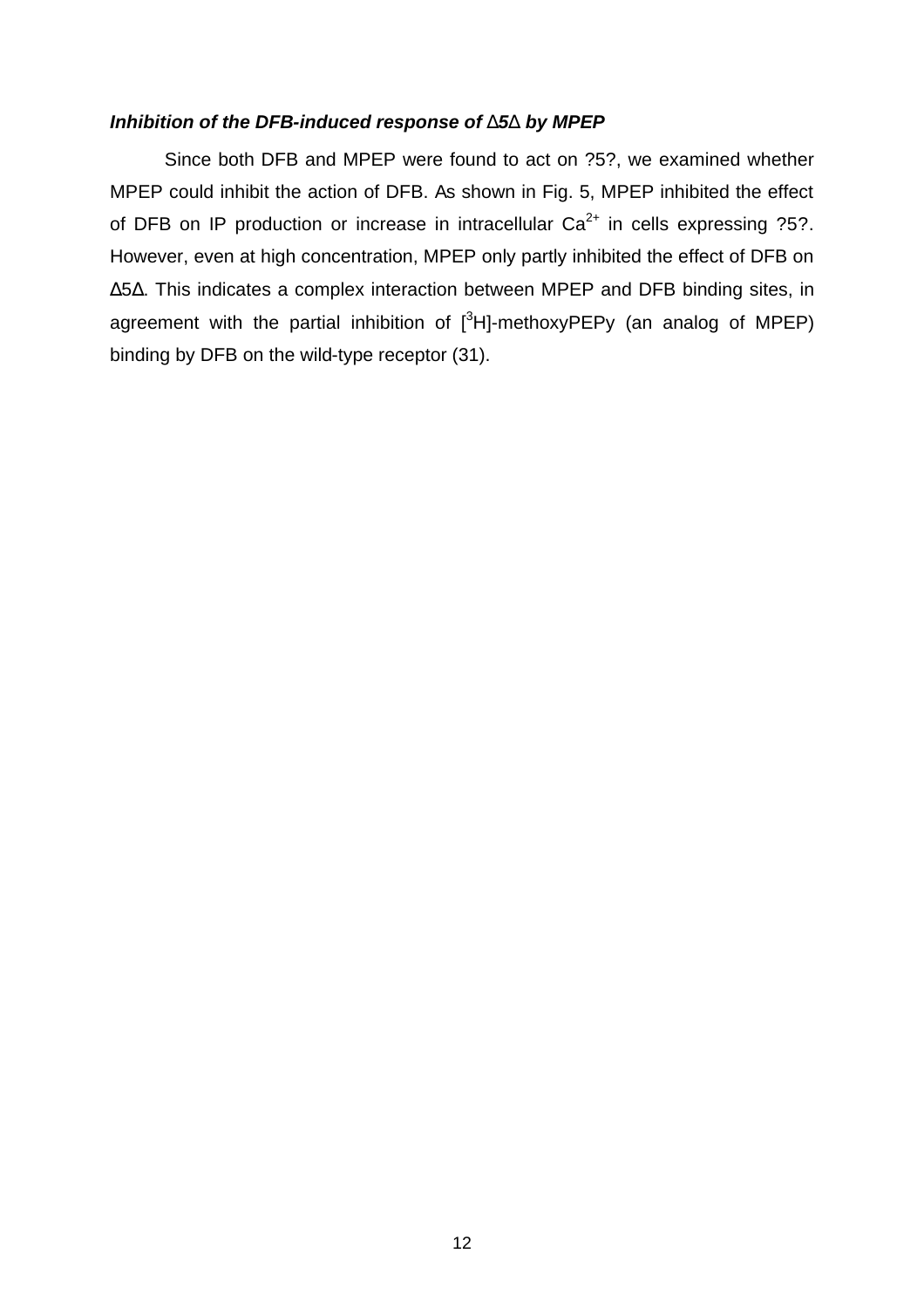***Inhibition of the DFB-induced response of Δ5Δ by MPEP***

Since both DFB and MPEP were found to act on ?5?, we examined whether MPEP could inhibit the action of DFB. As shown in Fig. 5, MPEP inhibited the effect of DFB on IP production or increase in intracellular $Ca^{2+}$ in cells expressing ?5?. However, even at high concentration, MPEP only partly inhibited the effect of DFB on Δ5Δ. This indicates a complex interaction between MPEP and DFB binding sites, in agreement with the partial inhibition of [$^{3}$H]-methoxyPEPy (an analog of MPEP) binding by DFB on the wild-type receptor (31).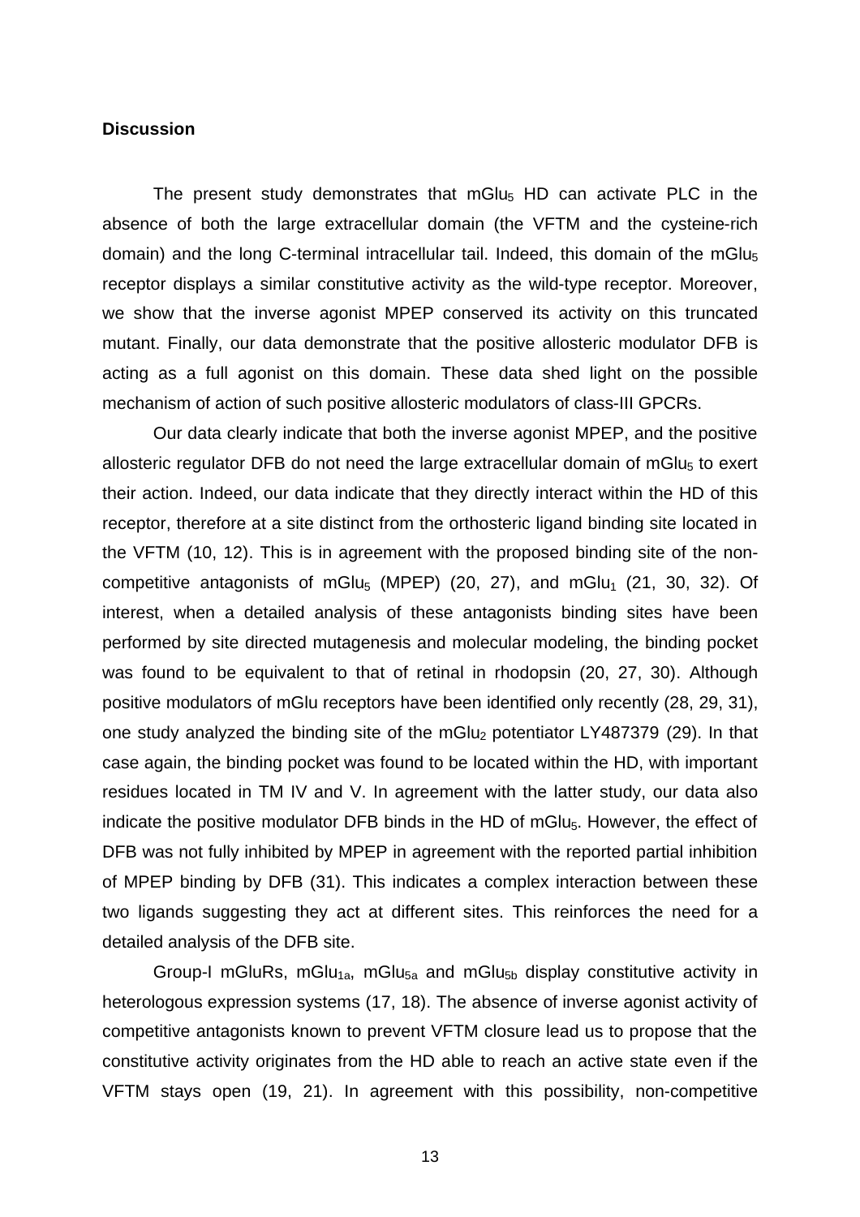**Discussion**

The present study demonstrates that $mGlu_5$ HD can activate PLC in the absence of both the large extracellular domain (the VFTM and the cysteine-rich domain) and the long C-terminal intracellular tail. Indeed, this domain of the $mGlu_5$ receptor displays a similar constitutive activity as the wild-type receptor. Moreover, we show that the inverse agonist MPEP conserved its activity on this truncated mutant. Finally, our data demonstrate that the positive allosteric modulator DFB is acting as a full agonist on this domain. These data shed light on the possible mechanism of action of such positive allosteric modulators of class-III GPCRs.

Our data clearly indicate that both the inverse agonist MPEP, and the positive allosteric regulator DFB do not need the large extracellular domain of $mGlu_5$ to exert their action. Indeed, our data indicate that they directly interact within the HD of this receptor, therefore at a site distinct from the orthosteric ligand binding site located in the VFTM (10, 12). This is in agreement with the proposed binding site of the non-competitive antagonists of $mGlu_5$ (MPEP) (20, 27), and $mGlu_1$ (21, 30, 32). Of interest, when a detailed analysis of these antagonists binding sites have been performed by site directed mutagenesis and molecular modeling, the binding pocket was found to be equivalent to that of retinal in rhodopsin (20, 27, 30). Although positive modulators of mGlu receptors have been identified only recently (28, 29, 31), one study analyzed the binding site of the $mGlu_2$ potentiator LY487379 (29). In that case again, the binding pocket was found to be located within the HD, with important residues located in TM IV and V. In agreement with the latter study, our data also indicate the positive modulator DFB binds in the HD of $mGlu_5$. However, the effect of DFB was not fully inhibited by MPEP in agreement with the reported partial inhibition of MPEP binding by DFB (31). This indicates a complex interaction between these two ligands suggesting they act at different sites. This reinforces the need for a detailed analysis of the DFB site.

Group-I mGluRs, $mGlu_{1a}$, $mGlu_{5a}$ and $mGlu_{5b}$ display constitutive activity in heterologous expression systems (17, 18). The absence of inverse agonist activity of competitive antagonists known to prevent VFTM closure lead us to propose that the constitutive activity originates from the HD able to reach an active state even if the VFTM stays open (19, 21). In agreement with this possibility, non-competitive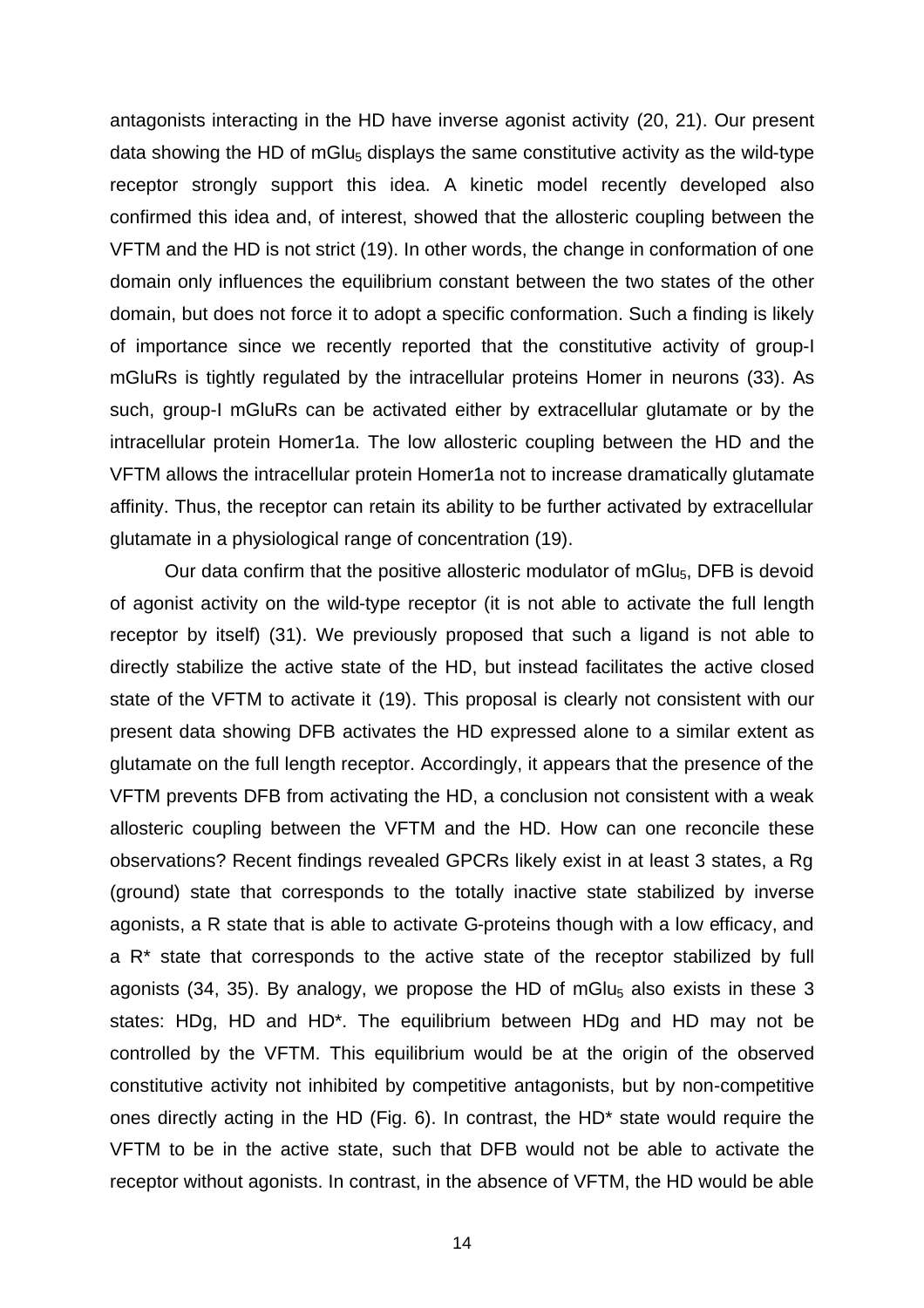antagonists interacting in the HD have inverse agonist activity (20, 21). Our present data showing the HD of $mGlu_5$ displays the same constitutive activity as the wild-type receptor strongly support this idea. A kinetic model recently developed also confirmed this idea and, of interest, showed that the allosteric coupling between the VFTM and the HD is not strict (19). In other words, the change in conformation of one domain only influences the equilibrium constant between the two states of the other domain, but does not force it to adopt a specific conformation. Such a finding is likely of importance since we recently reported that the constitutive activity of group-I mGluRs is tightly regulated by the intracellular proteins Homer in neurons (33). As such, group-I mGluRs can be activated either by extracellular glutamate or by the intracellular protein Homer1a. The low allosteric coupling between the HD and the VFTM allows the intracellular protein Homer1a not to increase dramatically glutamate affinity. Thus, the receptor can retain its ability to be further activated by extracellular glutamate in a physiological range of concentration (19).

Our data confirm that the positive allosteric modulator of $mGlu_5$, DFB is devoid of agonist activity on the wild-type receptor (it is not able to activate the full length receptor by itself) (31). We previously proposed that such a ligand is not able to directly stabilize the active state of the HD, but instead facilitates the active closed state of the VFTM to activate it (19). This proposal is clearly not consistent with our present data showing DFB activates the HD expressed alone to a similar extent as glutamate on the full length receptor. Accordingly, it appears that the presence of the VFTM prevents DFB from activating the HD, a conclusion not consistent with a weak allosteric coupling between the VFTM and the HD. How can one reconcile these observations? Recent findings revealed GPCRs likely exist in at least 3 states, a Rg (ground) state that corresponds to the totally inactive state stabilized by inverse agonists, a R state that is able to activate G-proteins though with a low efficacy, and a R* state that corresponds to the active state of the receptor stabilized by full agonists (34, 35). By analogy, we propose the HD of $mGlu_5$ also exists in these 3 states: HDg, HD and HD*. The equilibrium between HDg and HD may not be controlled by the VFTM. This equilibrium would be at the origin of the observed constitutive activity not inhibited by competitive antagonists, but by non-competitive ones directly acting in the HD (Fig. 6). In contrast, the HD* state would require the VFTM to be in the active state, such that DFB would not be able to activate the receptor without agonists. In contrast, in the absence of VFTM, the HD would be able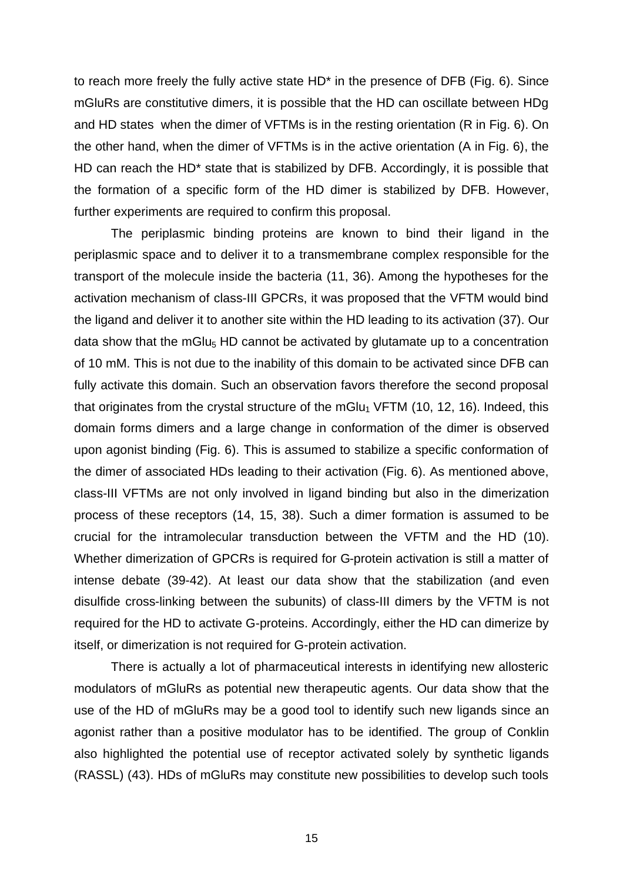to reach more freely the fully active state HD* in the presence of DFB (Fig. 6). Since mGluRs are constitutive dimers, it is possible that the HD can oscillate between HDg and HD states when the dimer of VFTMs is in the resting orientation (R in Fig. 6). On the other hand, when the dimer of VFTMs is in the active orientation (A in Fig. 6), the HD can reach the HD* state that is stabilized by DFB. Accordingly, it is possible that the formation of a specific form of the HD dimer is stabilized by DFB. However, further experiments are required to confirm this proposal.

The periplasmic binding proteins are known to bind their ligand in the periplasmic space and to deliver it to a transmembrane complex responsible for the transport of the molecule inside the bacteria (11, 36). Among the hypotheses for the activation mechanism of class-III GPCRs, it was proposed that the VFTM would bind the ligand and deliver it to another site within the HD leading to its activation (37). Our data show that the $mGlu_5$ HD cannot be activated by glutamate up to a concentration of 10 mM. This is not due to the inability of this domain to be activated since DFB can fully activate this domain. Such an observation favors therefore the second proposal that originates from the crystal structure of the $mGlu_1$ VFTM (10, 12, 16). Indeed, this domain forms dimers and a large change in conformation of the dimer is observed upon agonist binding (Fig. 6). This is assumed to stabilize a specific conformation of the dimer of associated HDs leading to their activation (Fig. 6). As mentioned above, class-III VFTMs are not only involved in ligand binding but also in the dimerization process of these receptors (14, 15, 38). Such a dimer formation is assumed to be crucial for the intramolecular transduction between the VFTM and the HD (10). Whether dimerization of GPCRs is required for G-protein activation is still a matter of intense debate (39-42). At least our data show that the stabilization (and even disulfide cross-linking between the subunits) of class-III dimers by the VFTM is not required for the HD to activate G-proteins. Accordingly, either the HD can dimerize by itself, or dimerization is not required for G-protein activation.

There is actually a lot of pharmaceutical interests in identifying new allosteric modulators of mGluRs as potential new therapeutic agents. Our data show that the use of the HD of mGluRs may be a good tool to identify such new ligands since an agonist rather than a positive modulator has to be identified. The group of Conklin also highlighted the potential use of receptor activated solely by synthetic ligands (RASSL) (43). HDs of mGluRs may constitute new possibilities to develop such tools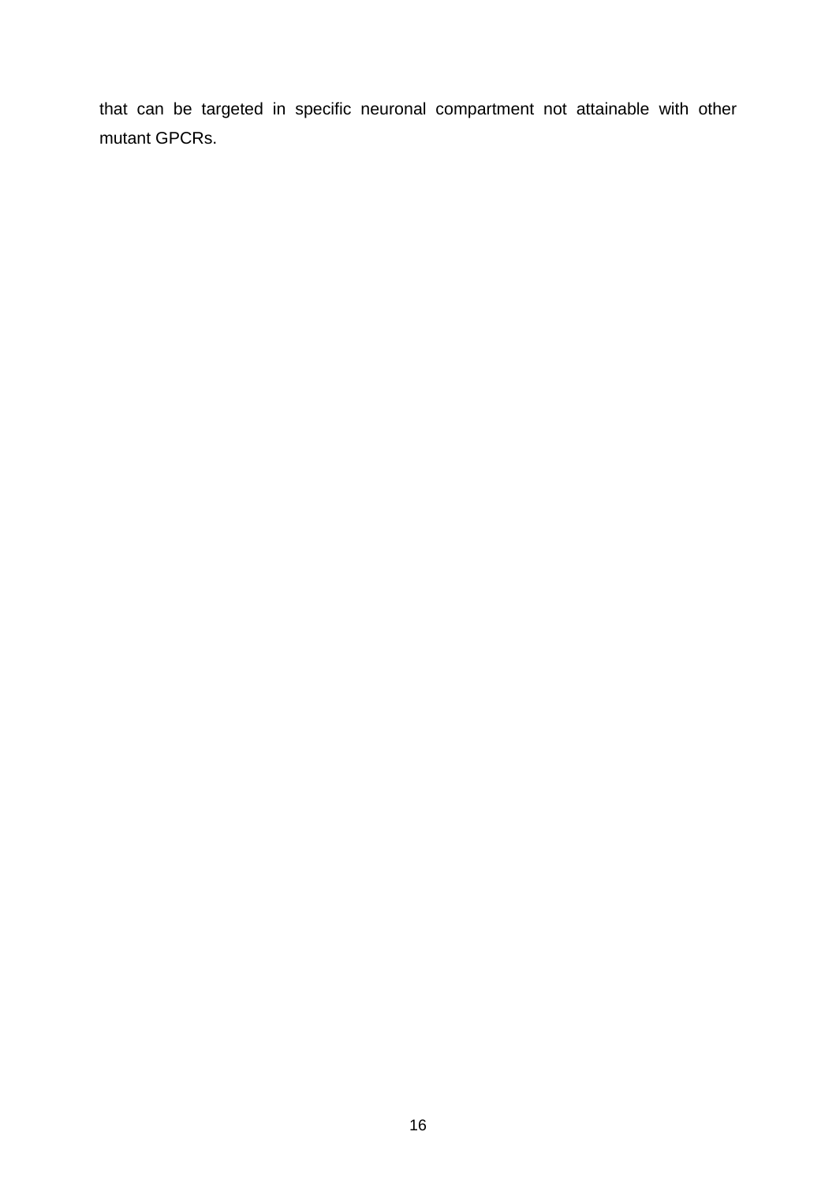that can be targeted in specific neuronal compartment not attainable with other mutant GPCRs.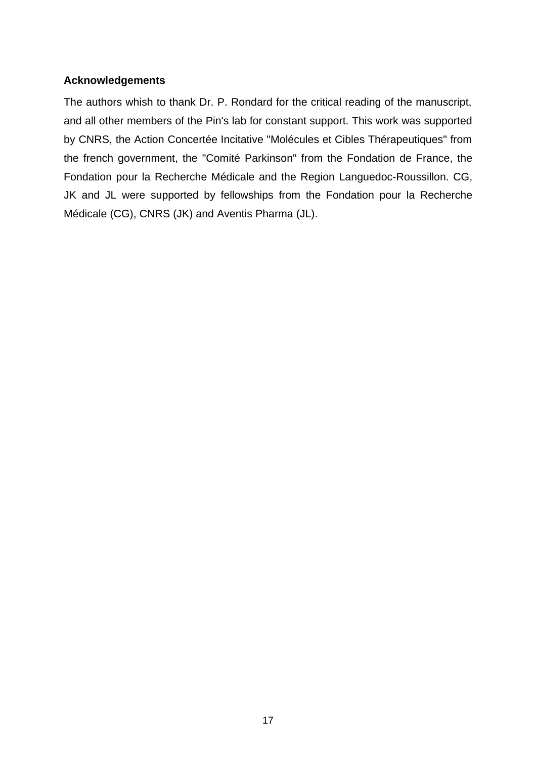**Acknowledgements**

The authors whish to thank Dr. P. Rondard for the critical reading of the manuscript, and all other members of the Pin's lab for constant support. This work was supported by CNRS, the Action Concertée Incitative "Molécules et Cibles Thérapeutiques" from the french government, the "Comité Parkinson" from the Fondation de France, the Fondation pour la Recherche Médicale and the Region Languedoc-Roussillon. CG, JK and JL were supported by fellowships from the Fondation pour la Recherche Médicale (CG), CNRS (JK) and Aventis Pharma (JL).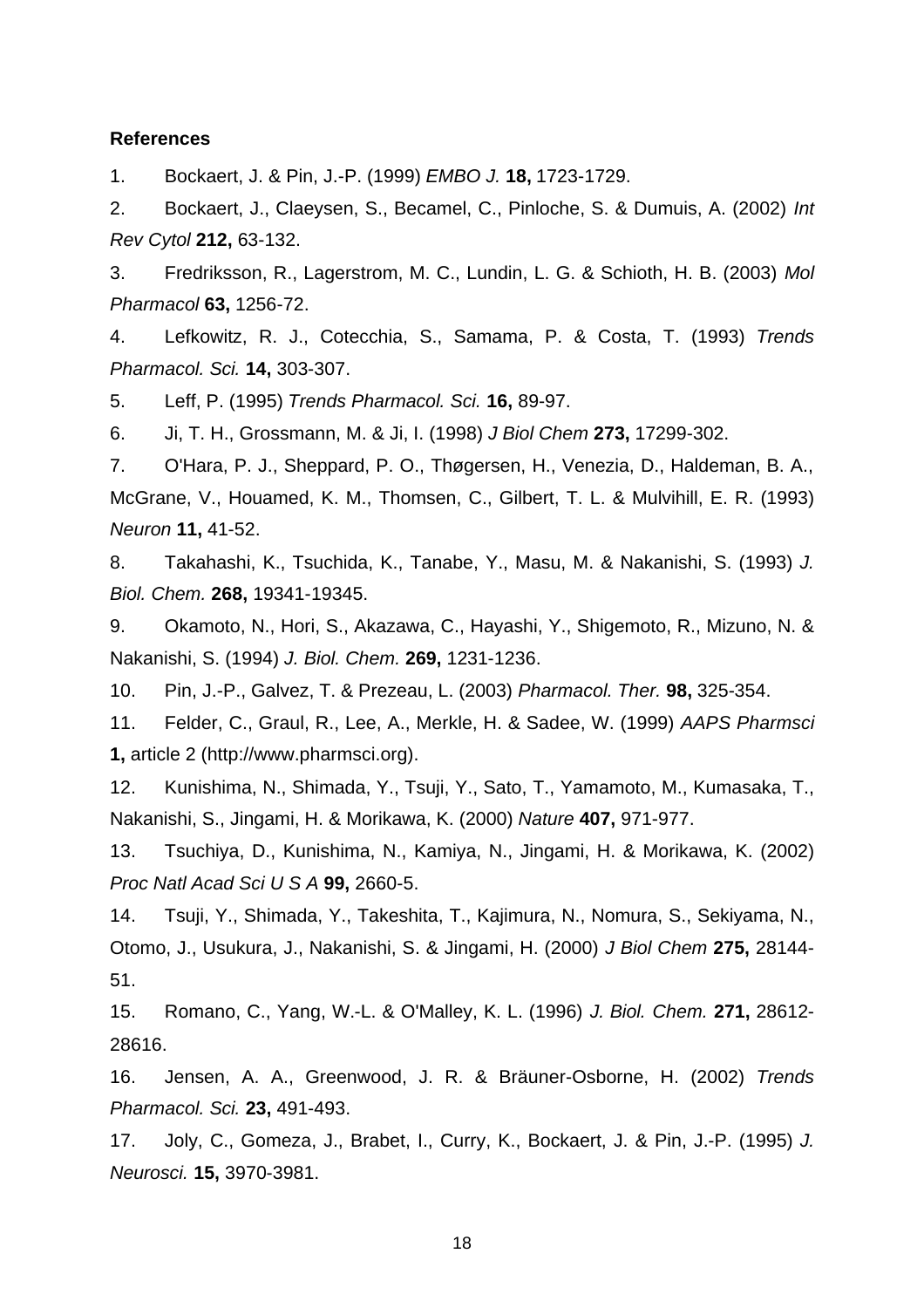**References**

1. Bockaert, J. & Pin, J.-P. (1999) *EMBO J.* **18,** 1723-1729.
2. Bockaert, J., Claeysen, S., Becamel, C., Pinloche, S. & Dumuis, A. (2002) *Int Rev Cytol* **212,** 63-132.
3. Fredriksson, R., Lagerstrom, M. C., Lundin, L. G. & Schioth, H. B. (2003) *Mol Pharmacol* **63,** 1256-72.
4. Lefkowitz, R. J., Cotecchia, S., Samama, P. & Costa, T. (1993) *Trends Pharmacol. Sci.* **14,** 303-307.
5. Leff, P. (1995) *Trends Pharmacol. Sci.* **16,** 89-97.
6. Ji, T. H., Grossmann, M. & Ji, I. (1998) *J Biol Chem* **273,** 17299-302.
7. O'Hara, P. J., Sheppard, P. O., Thøgersen, H., Venezia, D., Haldeman, B. A., McGrane, V., Houamed, K. M., Thomsen, C., Gilbert, T. L. & Mulvihill, E. R. (1993) *Neuron* **11,** 41-52.
8. Takahashi, K., Tsuchida, K., Tanabe, Y., Masu, M. & Nakanishi, S. (1993) *J. Biol. Chem.* **268,** 19341-19345.
9. Okamoto, N., Hori, S., Akazawa, C., Hayashi, Y., Shigemoto, R., Mizuno, N. & Nakanishi, S. (1994) *J. Biol. Chem.* **269,** 1231-1236.
10. Pin, J.-P., Galvez, T. & Prezeau, L. (2003) *Pharmacol. Ther.* **98,** 325-354.
11. Felder, C., Graul, R., Lee, A., Merkle, H. & Sadee, W. (1999) *AAPS Pharmsci* **1,** article 2 (http://www.pharmsci.org).
12. Kunishima, N., Shimada, Y., Tsuji, Y., Sato, T., Yamamoto, M., Kumasaka, T., Nakanishi, S., Jingami, H. & Morikawa, K. (2000) *Nature* **407,** 971-977.
13. Tsuchiya, D., Kunishima, N., Kamiya, N., Jingami, H. & Morikawa, K. (2002) *Proc Natl Acad Sci U S A* **99,** 2660-5.
14. Tsuji, Y., Shimada, Y., Takeshita, T., Kajimura, N., Nomura, S., Sekiyama, N., Otomo, J., Usukura, J., Nakanishi, S. & Jingami, H. (2000) *J Biol Chem* **275,** 28144-51.
15. Romano, C., Yang, W.-L. & O'Malley, K. L. (1996) *J. Biol. Chem.* **271,** 28612-28616.
16. Jensen, A. A., Greenwood, J. R. & Bräuner-Osborne, H. (2002) *Trends Pharmacol. Sci.* **23,** 491-493.
17. Joly, C., Gomeza, J., Brabet, I., Curry, K., Bockaert, J. & Pin, J.-P. (1995) *J. Neurosci.* **15,** 3970-3981.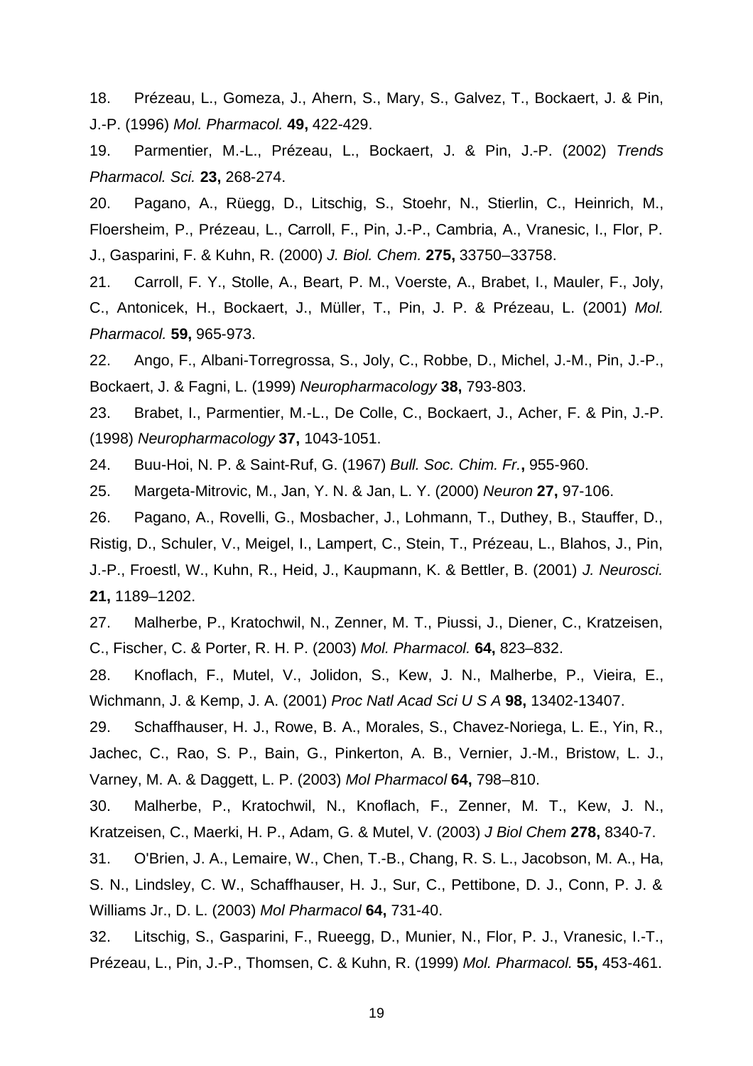18. Prézeau, L., Gomeza, J., Ahern, S., Mary, S., Galvez, T., Bockaert, J. & Pin, J.-P. (1996) *Mol. Pharmacol.* **49,** 422-429.

19. Parmentier, M.-L., Prézeau, L., Bockaert, J. & Pin, J.-P. (2002) *Trends Pharmacol. Sci.* **23,** 268-274.

20. Pagano, A., Rüegg, D., Litschig, S., Stoehr, N., Stierlin, C., Heinrich, M., Floersheim, P., Prézeau, L., Carroll, F., Pin, J.-P., Cambria, A., Vranesic, I., Flor, P. J., Gasparini, F. & Kuhn, R. (2000) *J. Biol. Chem.* **275,** 33750–33758.

21. Carroll, F. Y., Stolle, A., Beart, P. M., Voerste, A., Brabet, I., Mauler, F., Joly, C., Antonicek, H., Bockaert, J., Müller, T., Pin, J. P. & Prézeau, L. (2001) *Mol. Pharmacol.* **59,** 965-973.

22. Ango, F., Albani-Torregrossa, S., Joly, C., Robbe, D., Michel, J.-M., Pin, J.-P., Bockaert, J. & Fagni, L. (1999) *Neuropharmacology* **38,** 793-803.

23. Brabet, I., Parmentier, M.-L., De Colle, C., Bockaert, J., Acher, F. & Pin, J.-P. (1998) *Neuropharmacology* **37,** 1043-1051.

24. Buu-Hoi, N. P. & Saint-Ruf, G. (1967) *Bull. Soc. Chim. Fr.***,** 955-960.

25. Margeta-Mitrovic, M., Jan, Y. N. & Jan, L. Y. (2000) *Neuron* **27,** 97-106.

26. Pagano, A., Rovelli, G., Mosbacher, J., Lohmann, T., Duthey, B., Stauffer, D., Ristig, D., Schuler, V., Meigel, I., Lampert, C., Stein, T., Prézeau, L., Blahos, J., Pin, J.-P., Froestl, W., Kuhn, R., Heid, J., Kaupmann, K. & Bettler, B. (2001) *J. Neurosci.* **21,** 1189–1202.

27. Malherbe, P., Kratochwil, N., Zenner, M. T., Piussi, J., Diener, C., Kratzeisen, C., Fischer, C. & Porter, R. H. P. (2003) *Mol. Pharmacol.* **64,** 823–832.

28. Knoflach, F., Mutel, V., Jolidon, S., Kew, J. N., Malherbe, P., Vieira, E., Wichmann, J. & Kemp, J. A. (2001) *Proc Natl Acad Sci U S A* **98,** 13402-13407.

29. Schaffhauser, H. J., Rowe, B. A., Morales, S., Chavez-Noriega, L. E., Yin, R., Jachec, C., Rao, S. P., Bain, G., Pinkerton, A. B., Vernier, J.-M., Bristow, L. J., Varney, M. A. & Daggett, L. P. (2003) *Mol Pharmacol* **64,** 798–810.

30. Malherbe, P., Kratochwil, N., Knoflach, F., Zenner, M. T., Kew, J. N., Kratzeisen, C., Maerki, H. P., Adam, G. & Mutel, V. (2003) *J Biol Chem* **278,** 8340-7.

31. O'Brien, J. A., Lemaire, W., Chen, T.-B., Chang, R. S. L., Jacobson, M. A., Ha, S. N., Lindsley, C. W., Schaffhauser, H. J., Sur, C., Pettibone, D. J., Conn, P. J. & Williams Jr., D. L. (2003) *Mol Pharmacol* **64,** 731-40.

32. Litschig, S., Gasparini, F., Rueegg, D., Munier, N., Flor, P. J., Vranesic, I.-T., Prézeau, L., Pin, J.-P., Thomsen, C. & Kuhn, R. (1999) *Mol. Pharmacol.* **55,** 453-461.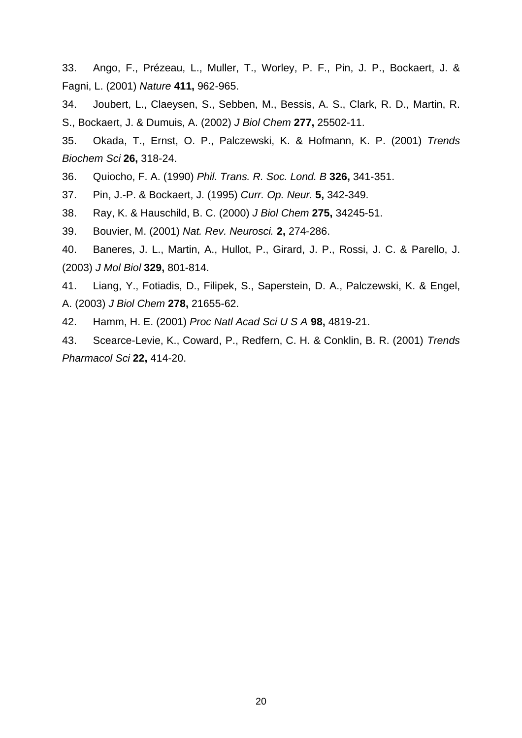33. Ango, F., Prézeau, L., Muller, T., Worley, P. F., Pin, J. P., Bockaert, J. & Fagni, L. (2001) *Nature* **411,** 962-965.

34. Joubert, L., Claeysen, S., Sebben, M., Bessis, A. S., Clark, R. D., Martin, R. S., Bockaert, J. & Dumuis, A. (2002) *J Biol Chem* **277,** 25502-11.

35. Okada, T., Ernst, O. P., Palczewski, K. & Hofmann, K. P. (2001) *Trends Biochem Sci* **26,** 318-24.

36. Quiocho, F. A. (1990) *Phil. Trans. R. Soc. Lond. B* **326,** 341-351.

37. Pin, J.-P. & Bockaert, J. (1995) *Curr. Op. Neur.* **5,** 342-349.

38. Ray, K. & Hauschild, B. C. (2000) *J Biol Chem* **275,** 34245-51.

39. Bouvier, M. (2001) *Nat. Rev. Neurosci.* **2,** 274-286.

40. Baneres, J. L., Martin, A., Hullot, P., Girard, J. P., Rossi, J. C. & Parello, J. (2003) *J Mol Biol* **329,** 801-814.

41. Liang, Y., Fotiadis, D., Filipek, S., Saperstein, D. A., Palczewski, K. & Engel, A. (2003) *J Biol Chem* **278,** 21655-62.

42. Hamm, H. E. (2001) *Proc Natl Acad Sci U S A* **98,** 4819-21.

43. Scearce-Levie, K., Coward, P., Redfern, C. H. & Conklin, B. R. (2001) *Trends Pharmacol Sci* **22,** 414-20.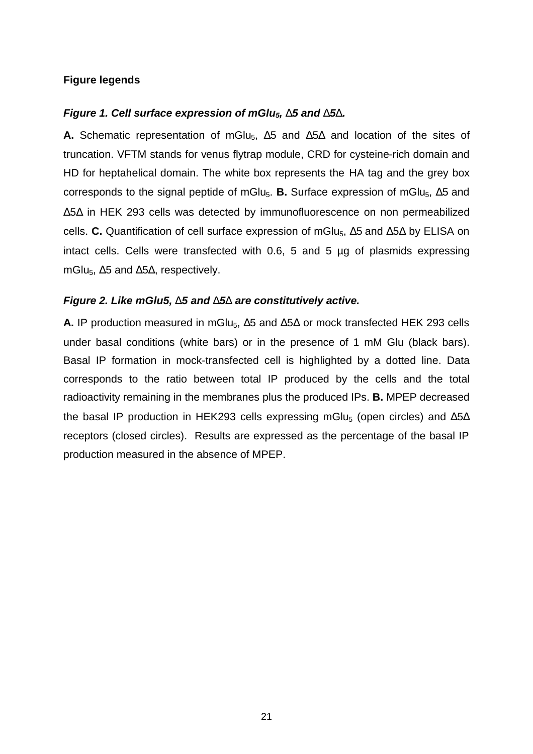**Figure legends**

***Figure 1. Cell surface expression of mGlu$_5$, Δ5 and Δ5Δ.***

**A.** Schematic representation of mGlu$_5$, Δ5 and Δ5Δ and location of the sites of truncation. VFTM stands for venus flytrap module, CRD for cysteine-rich domain and HD for heptahelical domain. The white box represents the HA tag and the grey box corresponds to the signal peptide of mGlu$_5$. **B.** Surface expression of mGlu$_5$, Δ5 and Δ5Δ in HEK 293 cells was detected by immunofluorescence on non permeabilized cells. **C.** Quantification of cell surface expression of mGlu$_5$, Δ5 and Δ5Δ by ELISA on intact cells. Cells were transfected with 0.6, 5 and 5 µg of plasmids expressing mGlu$_5$, Δ5 and Δ5Δ, respectively.

***Figure 2. Like mGlu5, Δ5 and Δ5Δ are constitutively active.***

**A.** IP production measured in mGlu$_5$, Δ5 and Δ5Δ or mock transfected HEK 293 cells under basal conditions (white bars) or in the presence of 1 mM Glu (black bars). Basal IP formation in mock-transfected cell is highlighted by a dotted line. Data corresponds to the ratio between total IP produced by the cells and the total radioactivity remaining in the membranes plus the produced IPs. **B.** MPEP decreased the basal IP production in HEK293 cells expressing mGlu$_5$ (open circles) and Δ5Δ receptors (closed circles). Results are expressed as the percentage of the basal IP production measured in the absence of MPEP.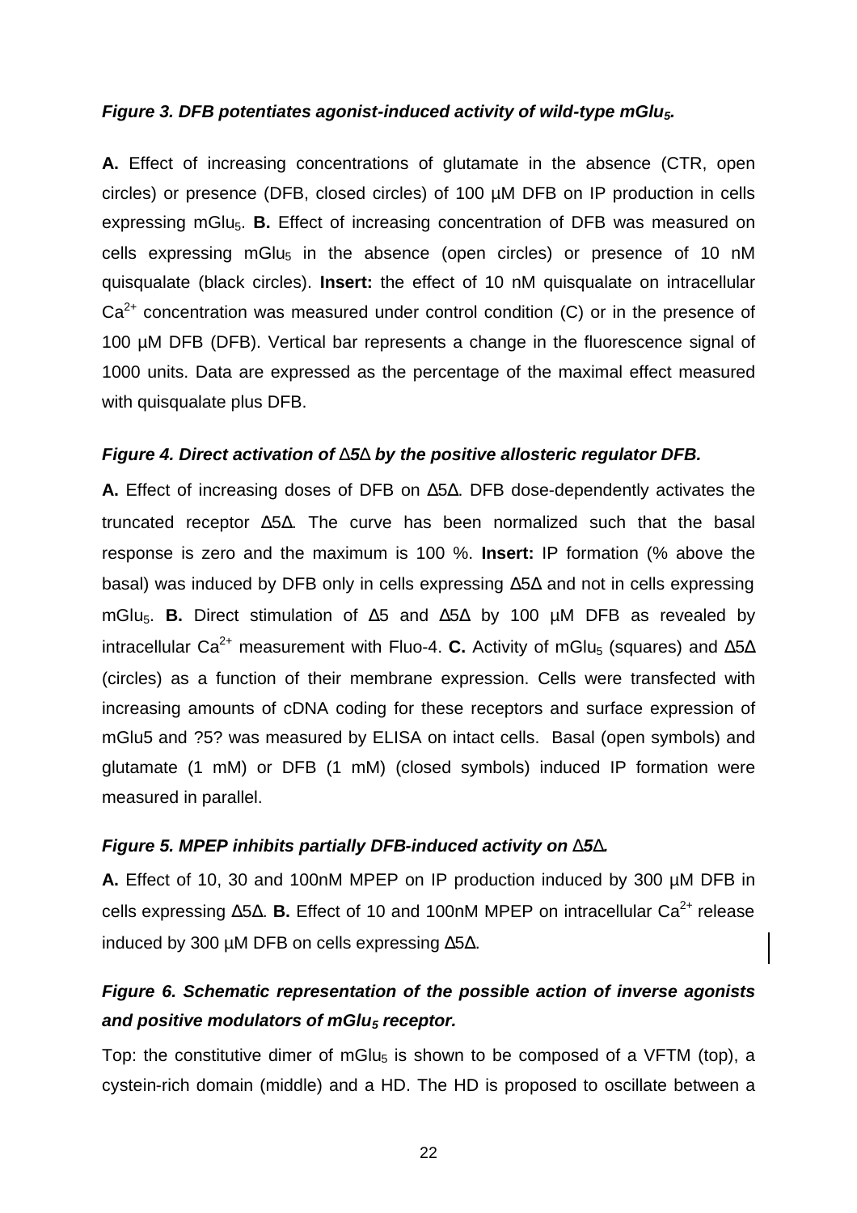***Figure 3. DFB potentiates agonist-induced activity of wild-type mGlu$_5$.***

**A.** Effect of increasing concentrations of glutamate in the absence (CTR, open circles) or presence (DFB, closed circles) of 100 µM DFB on IP production in cells expressing mGlu$_5$. **B.** Effect of increasing concentration of DFB was measured on cells expressing mGlu$_5$ in the absence (open circles) or presence of 10 nM quisqualate (black circles). **Insert:** the effect of 10 nM quisqualate on intracellular $Ca^{2+}$ concentration was measured under control condition (C) or in the presence of 100 µM DFB (DFB). Vertical bar represents a change in the fluorescence signal of 1000 units. Data are expressed as the percentage of the maximal effect measured with quisqualate plus DFB.

***Figure 4. Direct activation of Δ5Δ by the positive allosteric regulator DFB.***

**A.** Effect of increasing doses of DFB on Δ5Δ. DFB dose-dependently activates the truncated receptor Δ5Δ. The curve has been normalized such that the basal response is zero and the maximum is 100 %. **Insert:** IP formation (% above the basal) was induced by DFB only in cells expressing Δ5Δ and not in cells expressing mGlu$_5$. **B.** Direct stimulation of Δ5 and Δ5Δ by 100 µM DFB as revealed by intracellular $Ca^{2+}$ measurement with Fluo-4. **C.** Activity of mGlu$_5$ (squares) and Δ5Δ (circles) as a function of their membrane expression. Cells were transfected with increasing amounts of cDNA coding for these receptors and surface expression of mGlu5 and ?5? was measured by ELISA on intact cells. Basal (open symbols) and glutamate (1 mM) or DFB (1 mM) (closed symbols) induced IP formation were measured in parallel.

***Figure 5. MPEP inhibits partially DFB-induced activity on Δ5Δ.***

**A.** Effect of 10, 30 and 100nM MPEP on IP production induced by 300 µM DFB in cells expressing Δ5Δ. **B.** Effect of 10 and 100nM MPEP on intracellular $Ca^{2+}$ release induced by 300 µM DFB on cells expressing Δ5Δ.

***Figure 6. Schematic representation of the possible action of inverse agonists and positive modulators of mGlu$_5$ receptor.***

Top: the constitutive dimer of mGlu$_5$ is shown to be composed of a VFTM (top), a cystein-rich domain (middle) and a HD. The HD is proposed to oscillate between a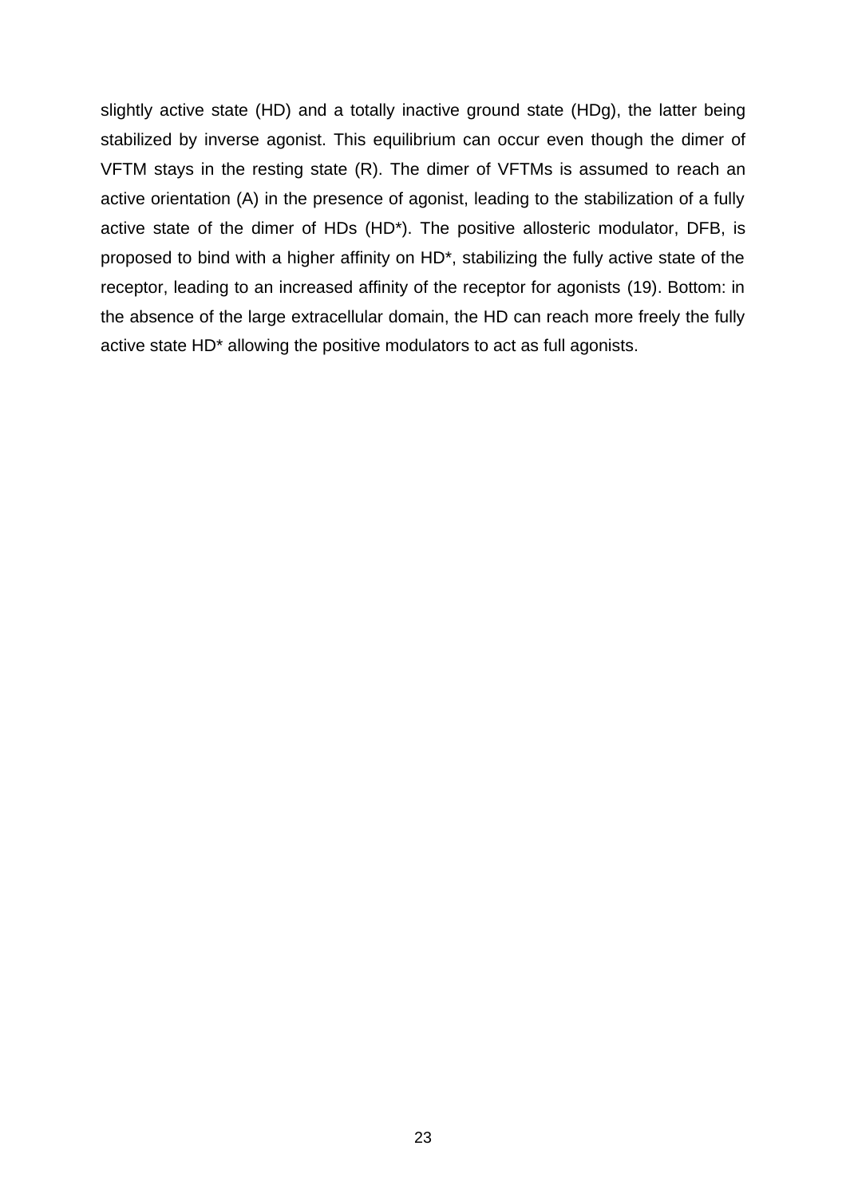slightly active state (HD) and a totally inactive ground state (HDg), the latter being stabilized by inverse agonist. This equilibrium can occur even though the dimer of VFTM stays in the resting state (R). The dimer of VFTMs is assumed to reach an active orientation (A) in the presence of agonist, leading to the stabilization of a fully active state of the dimer of HDs (HD*). The positive allosteric modulator, DFB, is proposed to bind with a higher affinity on HD*, stabilizing the fully active state of the receptor, leading to an increased affinity of the receptor for agonists (19). Bottom: in the absence of the large extracellular domain, the HD can reach more freely the fully active state HD* allowing the positive modulators to act as full agonists.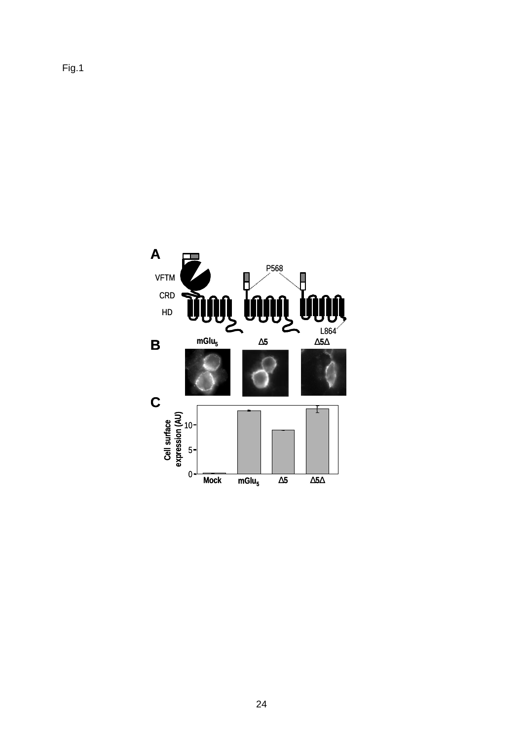Fig.1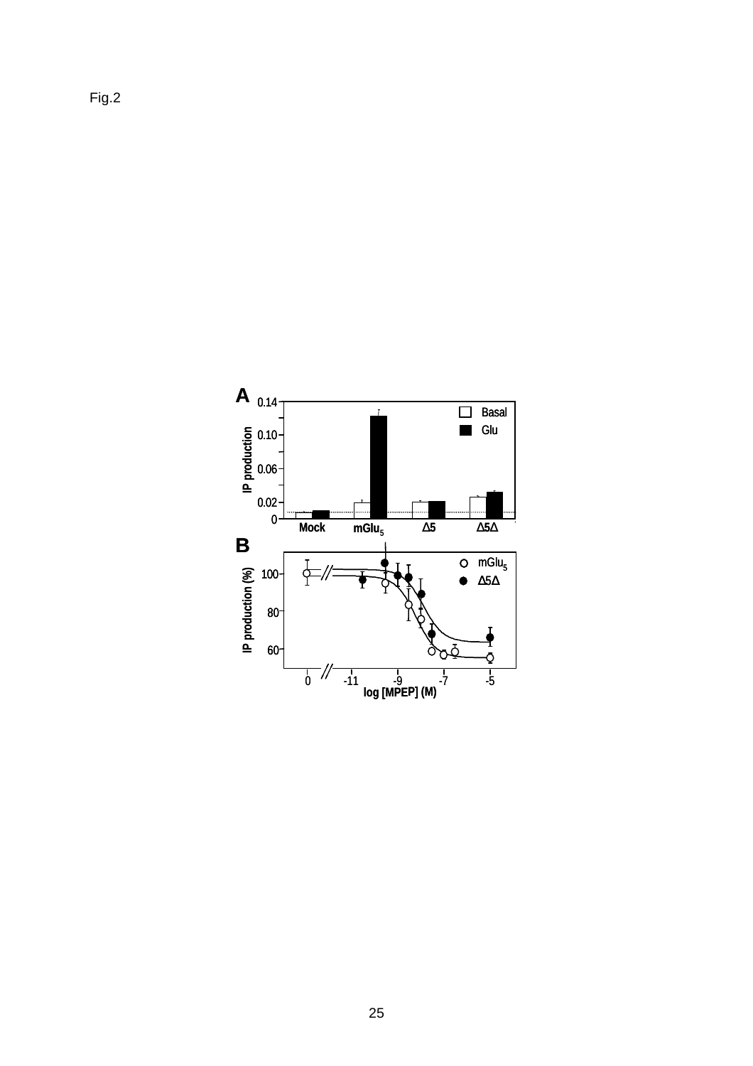Fig.2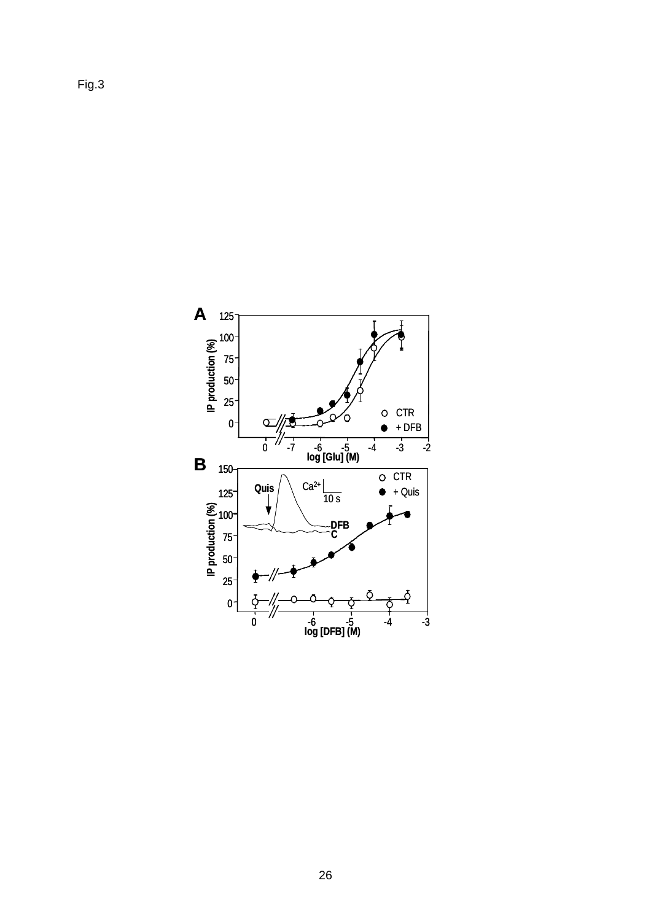Fig.3

A

B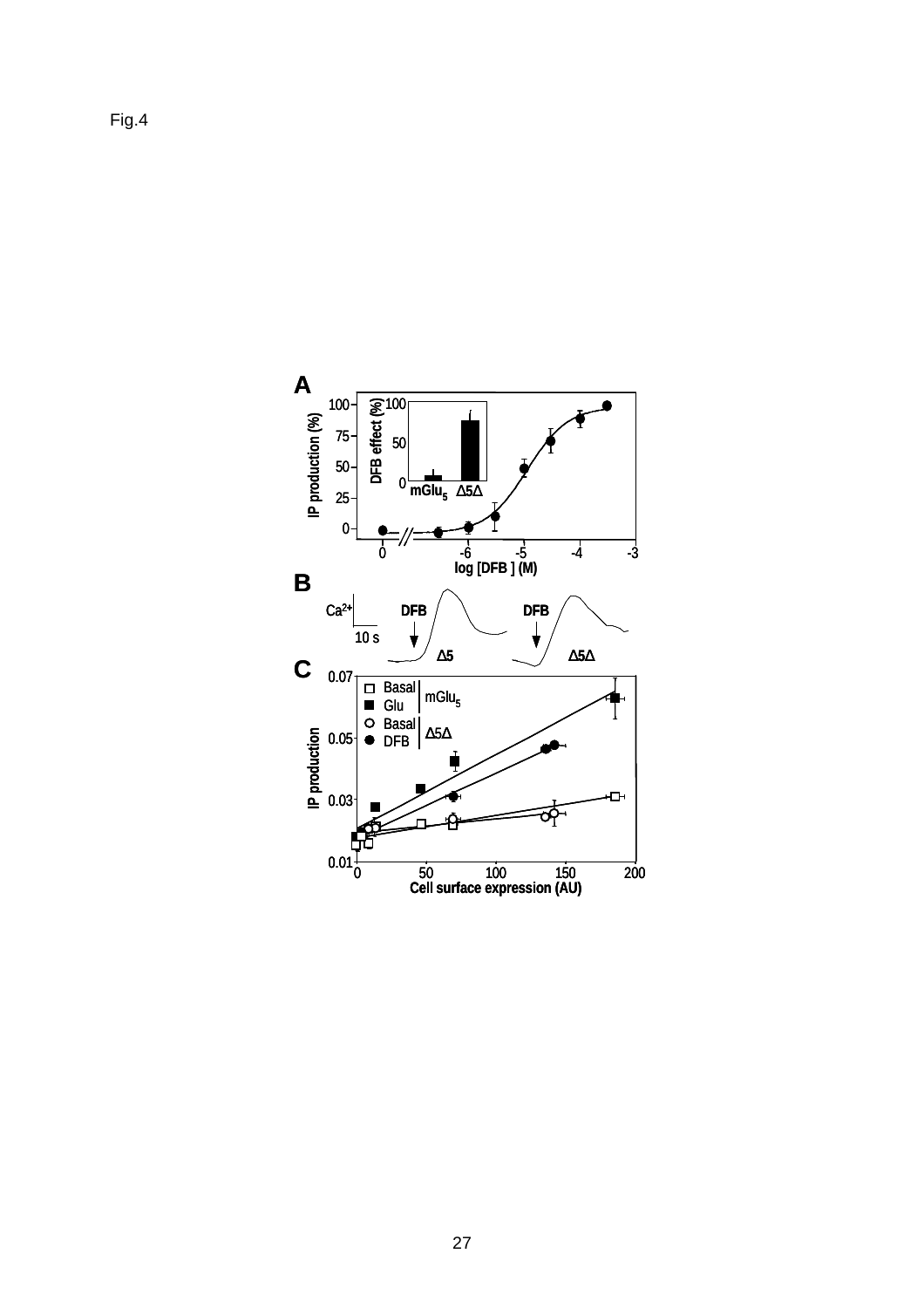Fig.4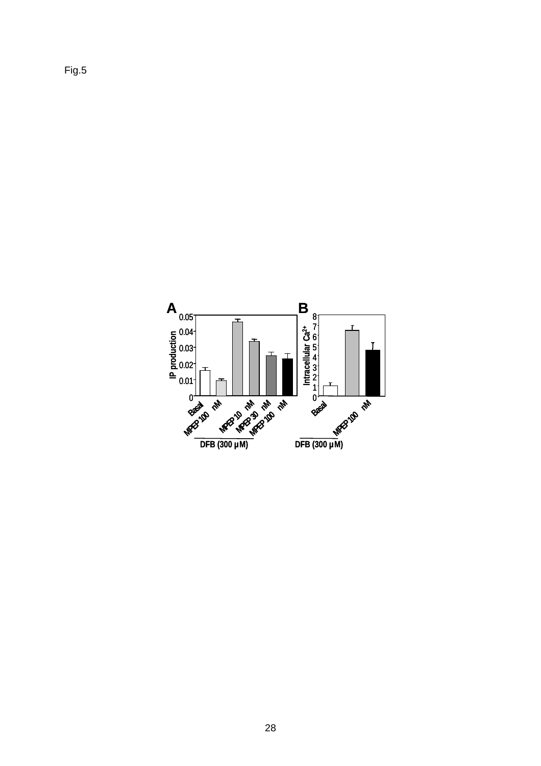Fig.5

A

| | |
|---|---|
| IP production | |
| 0.05 | |
| 0.04 | |
| 0.03 | |
| 0.02 | |
| 0.01 | |
| 0 | |

Basal, MPEP 100 nM, MPEP 10 nM, MPEP 30 nM, MPEP 100 nM

DFB (300 µM)

B

Intracellular $Ca^{2+}$

8, 7, 6, 5, 4, 3, 2, 1, 0

Basal, MPEP 100 nM

DFB (300 µM)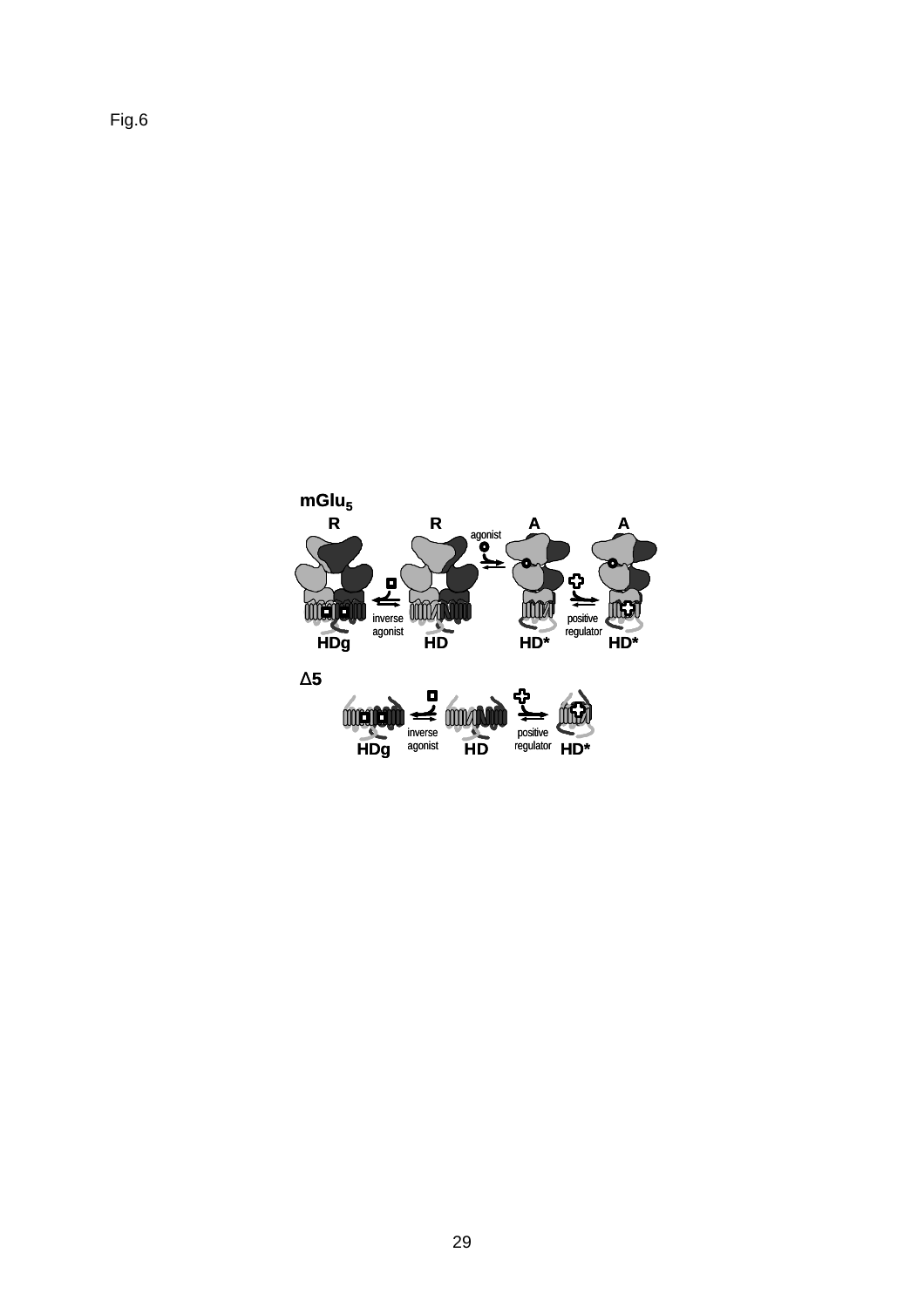Fig.6

mGlu$_5$

R

R

A

A

agonist

inverse agonist

positive regulator

HDg

HD

HD*

HD*

Δ5

inverse agonist

positive regulator

HDg

HD

HD*